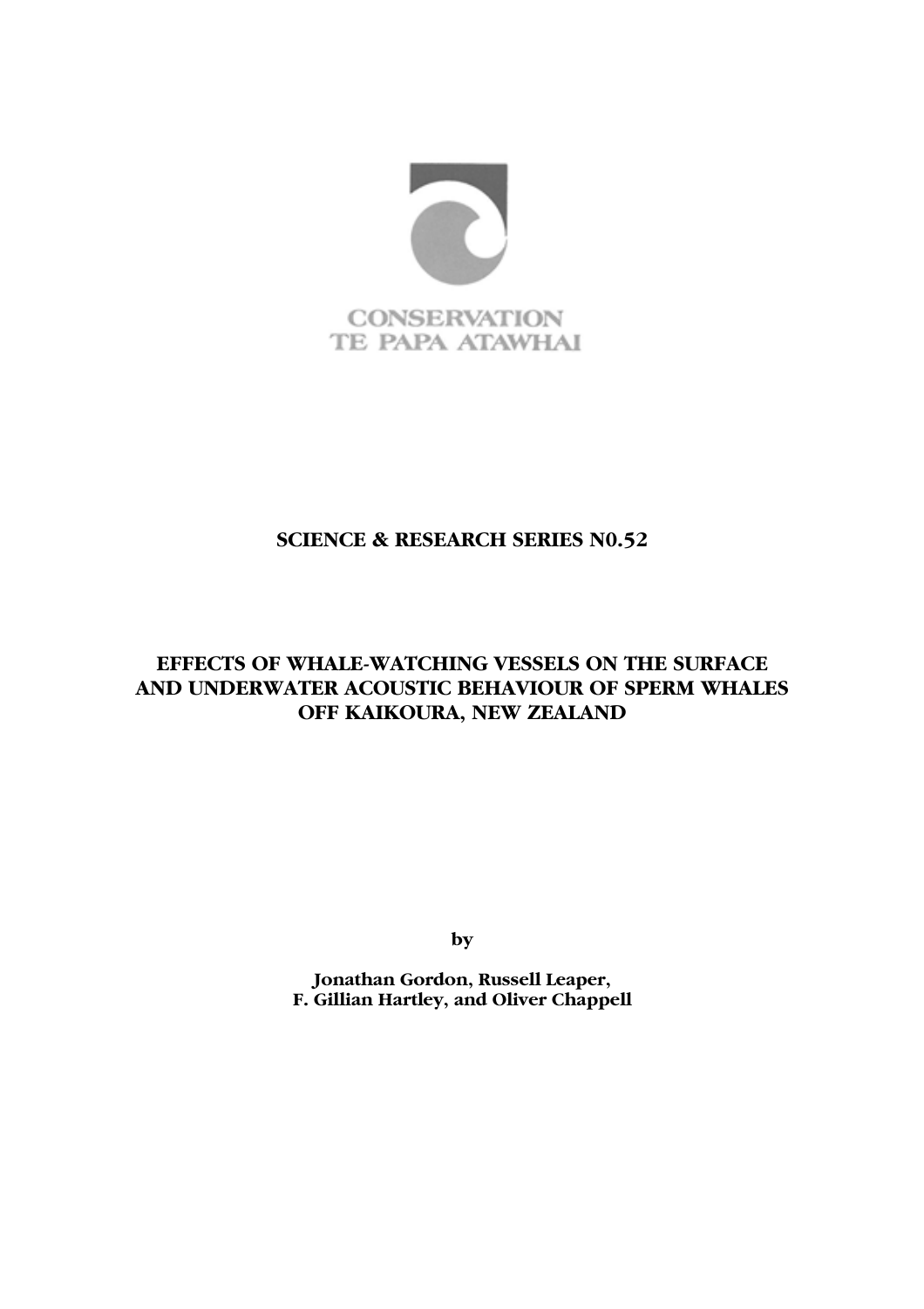CONSERVATION
TE PAPA ATAWHAI

**SCIENCE & RESEARCH SERIES N0.52**

# EFFECTS OF WHALE-WATCHING VESSELS ON THE SURFACE AND UNDERWATER ACOUSTIC BEHAVIOUR OF SPERM WHALES OFF KAIKOURA, NEW ZEALAND

by

**Jonathan Gordon, Russell Leaper, F. Gillian Hartley, and Oliver Chappell**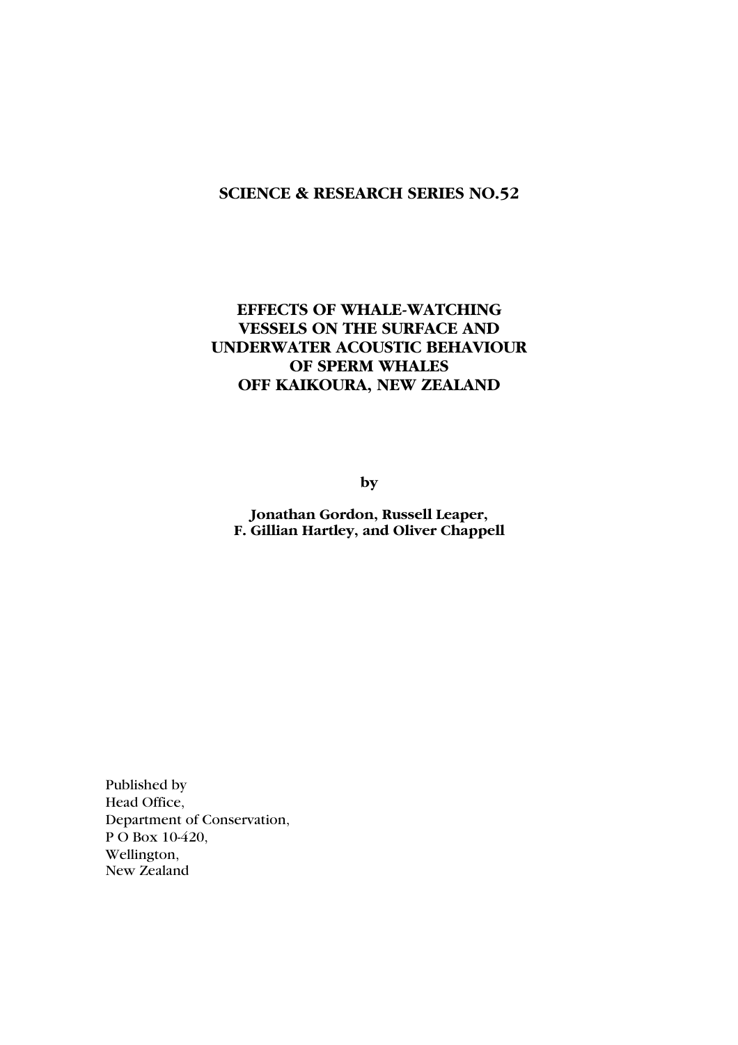**SCIENCE & RESEARCH SERIES NO.52**

# EFFECTS OF WHALE-WATCHING VESSELS ON THE SURFACE AND UNDERWATER ACOUSTIC BEHAVIOUR OF SPERM WHALES OFF KAIKOURA, NEW ZEALAND

by

**Jonathan Gordon, Russell Leaper, F. Gillian Hartley, and Oliver Chappell**

Published by
Head Office,
Department of Conservation,
P O Box 10-420,
Wellington,
New Zealand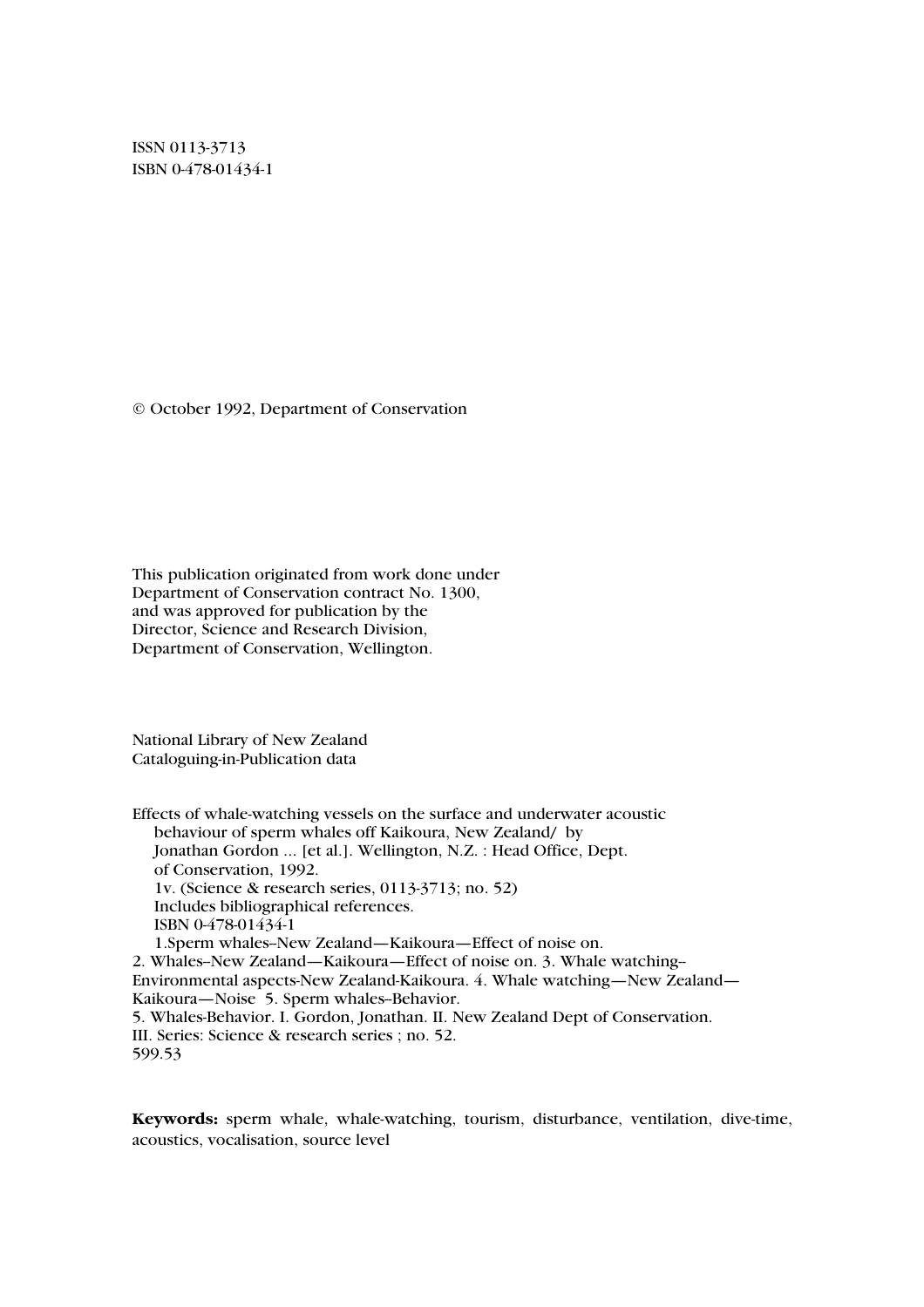ISSN 0113-3713
ISBN 0-478-01434-1

© October 1992, Department of Conservation

This publication originated from work done under
Department of Conservation contract No. 1300,
and was approved for publication by the
Director, Science and Research Division,
Department of Conservation, Wellington.

National Library of New Zealand
Cataloguing-in-Publication data

Effects of whale-watching vessels on the surface and underwater acoustic
behaviour of sperm whales off Kaikoura, New Zealand/ by
Jonathan Gordon ... [et al.]. Wellington, N.Z. : Head Office, Dept.
of Conservation, 1992.
1v. (Science & research series, 0113-3713; no. 52)
Includes bibliographical references.
ISBN 0-478-01434-1
1.Sperm whales–New Zealand—Kaikoura—Effect of noise on.
2. Whales–New Zealand—Kaikoura—Effect of noise on. 3. Whale watching–
Environmental aspects-New Zealand-Kaikoura. 4. Whale watching—New Zealand—
Kaikoura—Noise 5. Sperm whales–Behavior.
5. Whales-Behavior. I. Gordon, Jonathan. II. New Zealand Dept of Conservation.
III. Series: Science & research series ; no. 52.
599.53

**Keywords:** sperm whale, whale-watching, tourism, disturbance, ventilation, dive-time, acoustics, vocalisation, source level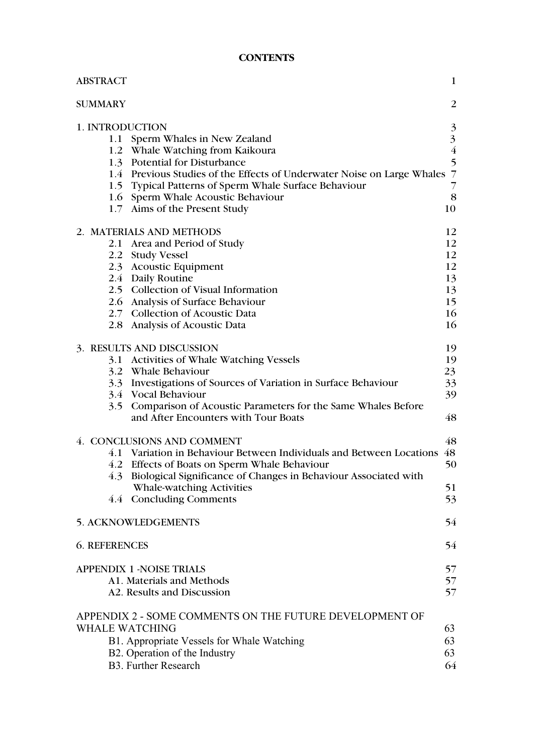**CONTENTS**

| | |
|---|---|
| ABSTRACT | 1 |
| SUMMARY | 2 |
| 1. INTRODUCTION | 3 |
| 1.1 Sperm Whales in New Zealand | 3 |
| 1.2 Whale Watching from Kaikoura | 4 |
| 1.3 Potential for Disturbance | 5 |
| 1.4 Previous Studies of the Effects of Underwater Noise on Large Whales | 7 |
| 1.5 Typical Patterns of Sperm Whale Surface Behaviour | 7 |
| 1.6 Sperm Whale Acoustic Behaviour | 8 |
| 1.7 Aims of the Present Study | 10 |
| 2. MATERIALS AND METHODS | 12 |
| 2.1 Area and Period of Study | 12 |
| 2.2 Study Vessel | 12 |
| 2.3 Acoustic Equipment | 12 |
| 2.4 Daily Routine | 13 |
| 2.5 Collection of Visual Information | 13 |
| 2.6 Analysis of Surface Behaviour | 15 |
| 2.7 Collection of Acoustic Data | 16 |
| 2.8 Analysis of Acoustic Data | 16 |
| 3. RESULTS AND DISCUSSION | 19 |
| 3.1 Activities of Whale Watching Vessels | 19 |
| 3.2 Whale Behaviour | 23 |
| 3.3 Investigations of Sources of Variation in Surface Behaviour | 33 |
| 3.4 Vocal Behaviour | 39 |
| 3.5 Comparison of Acoustic Parameters for the Same Whales Before and After Encounters with Tour Boats | 48 |
| 4. CONCLUSIONS AND COMMENT | 48 |
| 4.1 Variation in Behaviour Between Individuals and Between Locations | 48 |
| 4.2 Effects of Boats on Sperm Whale Behaviour | 50 |
| 4.3 Biological Significance of Changes in Behaviour Associated with Whale-watching Activities | 51 |
| 4.4 Concluding Comments | 53 |
| 5. ACKNOWLEDGEMENTS | 54 |
| 6. REFERENCES | 54 |
| APPENDIX 1 -NOISE TRIALS | 57 |
| A1. Materials and Methods | 57 |
| A2. Results and Discussion | 57 |
| APPENDIX 2 - SOME COMMENTS ON THE FUTURE DEVELOPMENT OF WHALE WATCHING | 63 |
| B1. Appropriate Vessels for Whale Watching | 63 |
| B2. Operation of the Industry | 63 |
| B3. Further Research | 64 |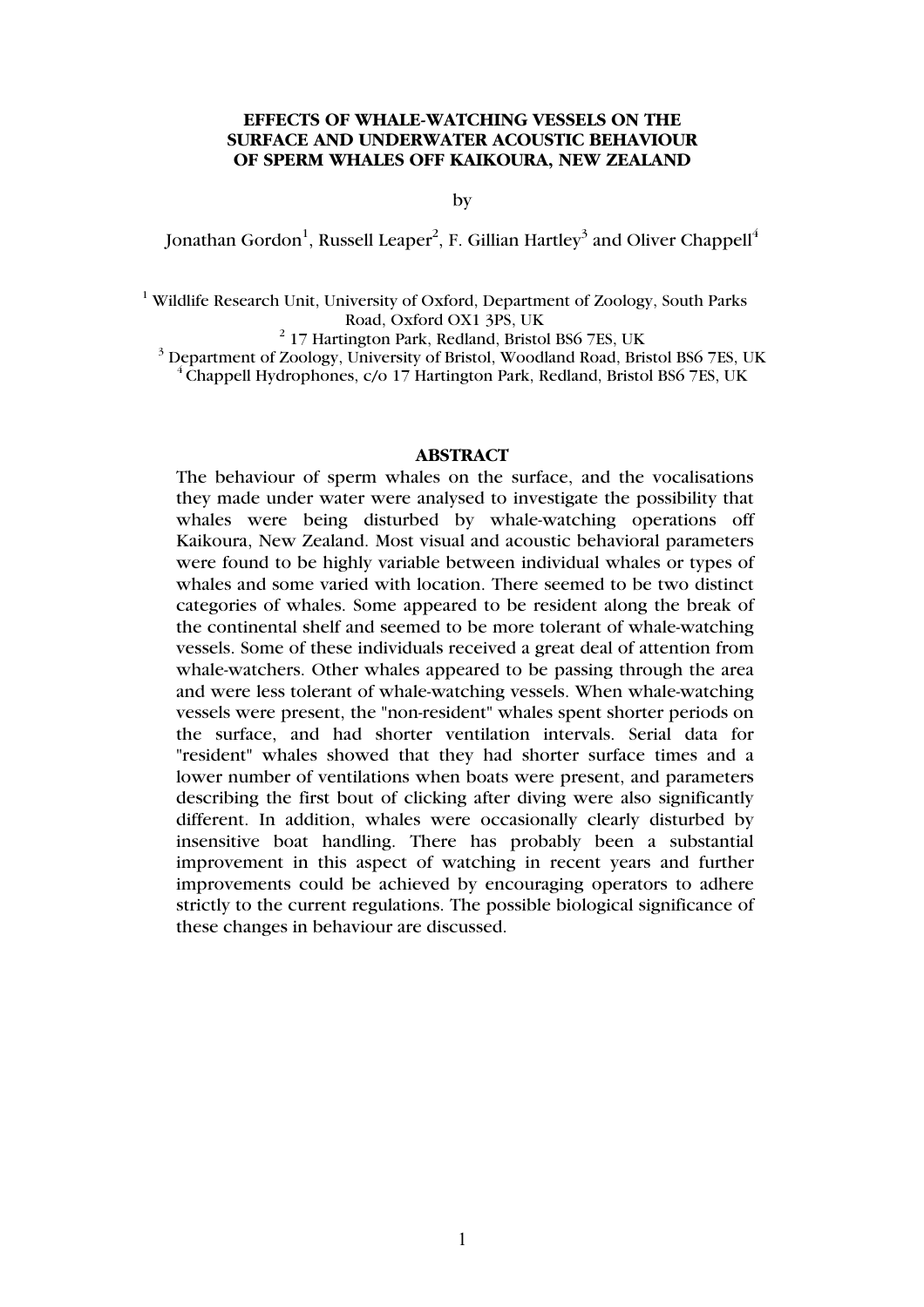# EFFECTS OF WHALE-WATCHING VESSELS ON THE SURFACE AND UNDERWATER ACOUSTIC BEHAVIOUR OF SPERM WHALES OFF KAIKOURA, NEW ZEALAND

by

Jonathan Gordon[1], Russell Leaper[2], F. Gillian Hartley[3] and Oliver Chappell[4]

[1] Wildlife Research Unit, University of Oxford, Department of Zoology, South Parks Road, Oxford OX1 3PS, UK
[2] 17 Hartington Park, Redland, Bristol BS6 7ES, UK
[3] Department of Zoology, University of Bristol, Woodland Road, Bristol BS6 7ES, UK
[4] Chappell Hydrophones, c/o 17 Hartington Park, Redland, Bristol BS6 7ES, UK

## ABSTRACT

The behaviour of sperm whales on the surface, and the vocalisations they made under water were analysed to investigate the possibility that whales were being disturbed by whale-watching operations off Kaikoura, New Zealand. Most visual and acoustic behavioral parameters were found to be highly variable between individual whales or types of whales and some varied with location. There seemed to be two distinct categories of whales. Some appeared to be resident along the break of the continental shelf and seemed to be more tolerant of whale-watching vessels. Some of these individuals received a great deal of attention from whale-watchers. Other whales appeared to be passing through the area and were less tolerant of whale-watching vessels. When whale-watching vessels were present, the "non-resident" whales spent shorter periods on the surface, and had shorter ventilation intervals. Serial data for "resident" whales showed that they had shorter surface times and a lower number of ventilations when boats were present, and parameters describing the first bout of clicking after diving were also significantly different. In addition, whales were occasionally clearly disturbed by insensitive boat handling. There has probably been a substantial improvement in this aspect of watching in recent years and further improvements could be achieved by encouraging operators to adhere strictly to the current regulations. The possible biological significance of these changes in behaviour are discussed.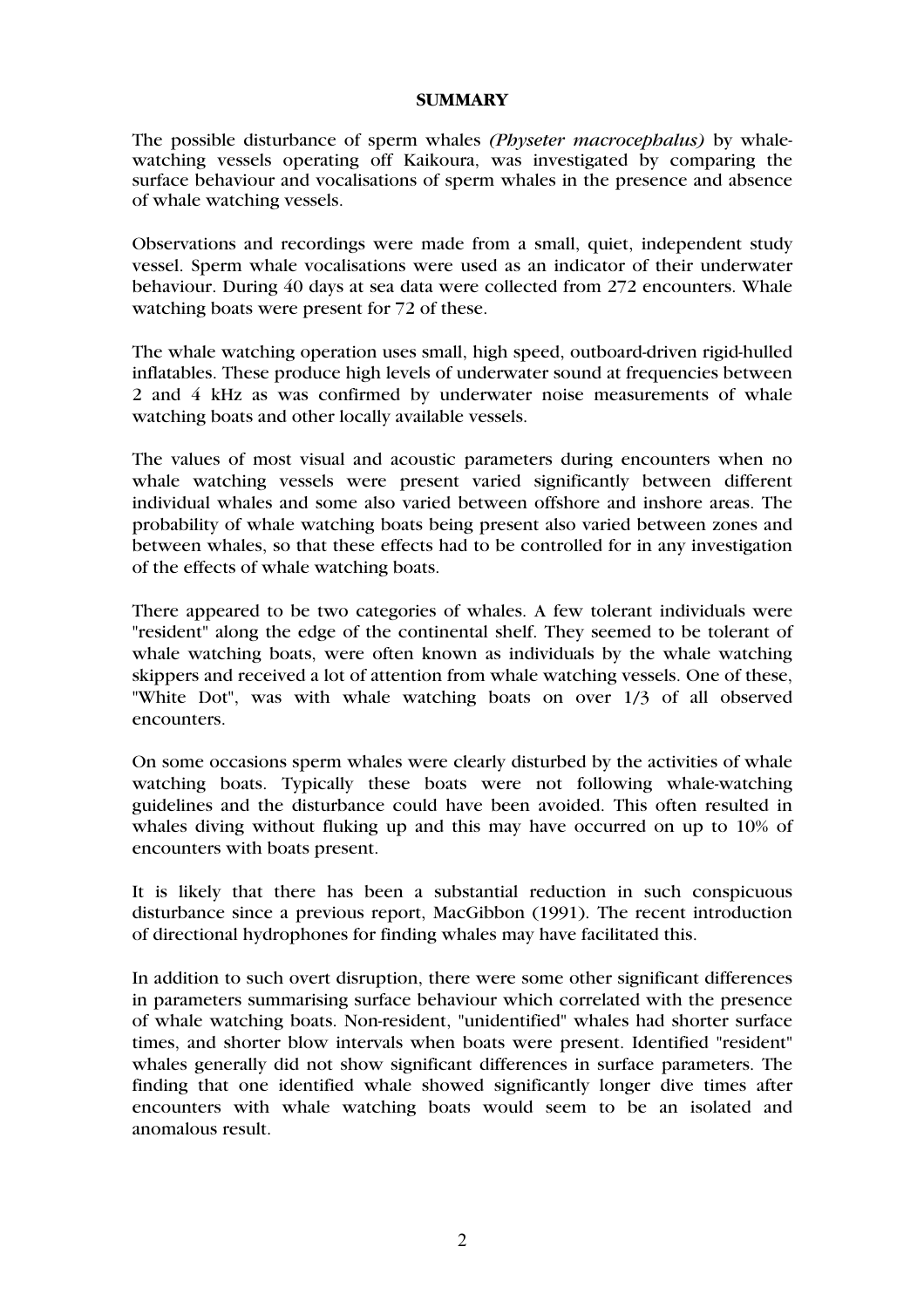# SUMMARY

The possible disturbance of sperm whales *(Physeter macrocephalus)* by whale-watching vessels operating off Kaikoura, was investigated by comparing the surface behaviour and vocalisations of sperm whales in the presence and absence of whale watching vessels.

Observations and recordings were made from a small, quiet, independent study vessel. Sperm whale vocalisations were used as an indicator of their underwater behaviour. During 40 days at sea data were collected from 272 encounters. Whale watching boats were present for 72 of these.

The whale watching operation uses small, high speed, outboard-driven rigid-hulled inflatables. These produce high levels of underwater sound at frequencies between 2 and 4 kHz as was confirmed by underwater noise measurements of whale watching boats and other locally available vessels.

The values of most visual and acoustic parameters during encounters when no whale watching vessels were present varied significantly between different individual whales and some also varied between offshore and inshore areas. The probability of whale watching boats being present also varied between zones and between whales, so that these effects had to be controlled for in any investigation of the effects of whale watching boats.

There appeared to be two categories of whales. A few tolerant individuals were "resident" along the edge of the continental shelf. They seemed to be tolerant of whale watching boats, were often known as individuals by the whale watching skippers and received a lot of attention from whale watching vessels. One of these, "White Dot", was with whale watching boats on over 1/3 of all observed encounters.

On some occasions sperm whales were clearly disturbed by the activities of whale watching boats. Typically these boats were not following whale-watching guidelines and the disturbance could have been avoided. This often resulted in whales diving without fluking up and this may have occurred on up to 10% of encounters with boats present.

It is likely that there has been a substantial reduction in such conspicuous disturbance since a previous report, MacGibbon (1991). The recent introduction of directional hydrophones for finding whales may have facilitated this.

In addition to such overt disruption, there were some other significant differences in parameters summarising surface behaviour which correlated with the presence of whale watching boats. Non-resident, "unidentified" whales had shorter surface times, and shorter blow intervals when boats were present. Identified "resident" whales generally did not show significant differences in surface parameters. The finding that one identified whale showed significantly longer dive times after encounters with whale watching boats would seem to be an isolated and anomalous result.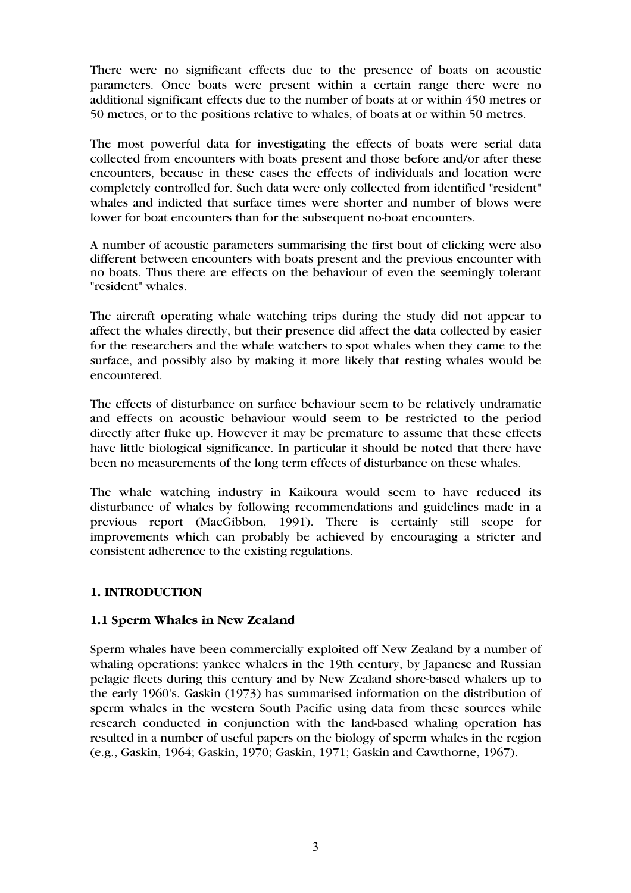There were no significant effects due to the presence of boats on acoustic parameters. Once boats were present within a certain range there were no additional significant effects due to the number of boats at or within 450 metres or 50 metres, or to the positions relative to whales, of boats at or within 50 metres.

The most powerful data for investigating the effects of boats were serial data collected from encounters with boats present and those before and/or after these encounters, because in these cases the effects of individuals and location were completely controlled for. Such data were only collected from identified "resident" whales and indicted that surface times were shorter and number of blows were lower for boat encounters than for the subsequent no-boat encounters.

A number of acoustic parameters summarising the first bout of clicking were also different between encounters with boats present and the previous encounter with no boats. Thus there are effects on the behaviour of even the seemingly tolerant "resident" whales.

The aircraft operating whale watching trips during the study did not appear to affect the whales directly, but their presence did affect the data collected by easier for the researchers and the whale watchers to spot whales when they came to the surface, and possibly also by making it more likely that resting whales would be encountered.

The effects of disturbance on surface behaviour seem to be relatively undramatic and effects on acoustic behaviour would seem to be restricted to the period directly after fluke up. However it may be premature to assume that these effects have little biological significance. In particular it should be noted that there have been no measurements of the long term effects of disturbance on these whales.

The whale watching industry in Kaikoura would seem to have reduced its disturbance of whales by following recommendations and guidelines made in a previous report (MacGibbon, 1991). There is certainly still scope for improvements which can probably be achieved by encouraging a stricter and consistent adherence to the existing regulations.

## 1. INTRODUCTION

### 1.1 Sperm Whales in New Zealand

Sperm whales have been commercially exploited off New Zealand by a number of whaling operations: yankee whalers in the 19th century, by Japanese and Russian pelagic fleets during this century and by New Zealand shore-based whalers up to the early 1960's. Gaskin (1973) has summarised information on the distribution of sperm whales in the western South Pacific using data from these sources while research conducted in conjunction with the land-based whaling operation has resulted in a number of useful papers on the biology of sperm whales in the region (e.g., Gaskin, 1964; Gaskin, 1970; Gaskin, 1971; Gaskin and Cawthorne, 1967).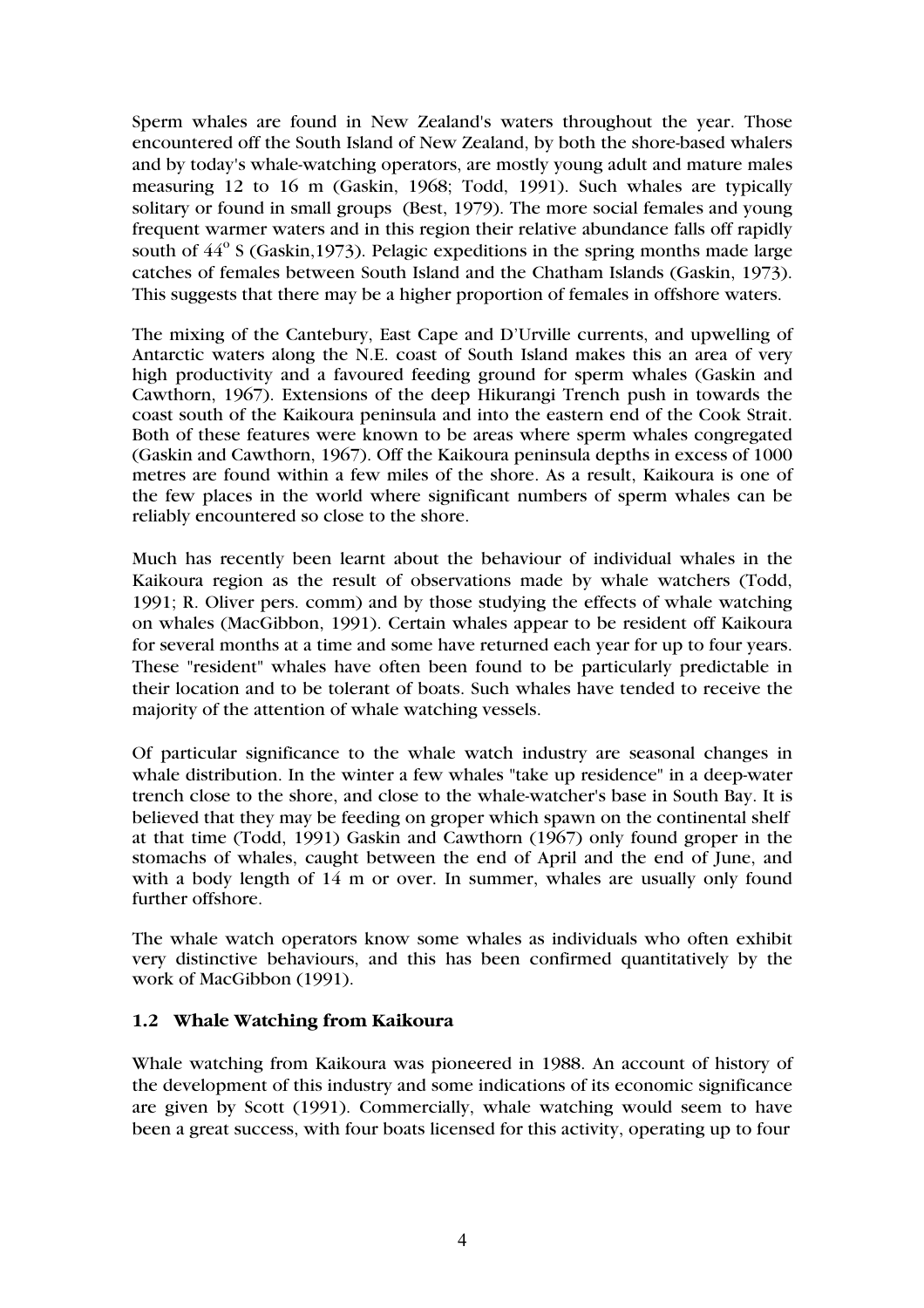Sperm whales are found in New Zealand's waters throughout the year. Those encountered off the South Island of New Zealand, by both the shore-based whalers and by today's whale-watching operators, are mostly young adult and mature males measuring 12 to 16 m (Gaskin, 1968; Todd, 1991). Such whales are typically solitary or found in small groups (Best, 1979). The more social females and young frequent warmer waters and in this region their relative abundance falls off rapidly south of $44^o$ S (Gaskin,1973). Pelagic expeditions in the spring months made large catches of females between South Island and the Chatham Islands (Gaskin, 1973). This suggests that there may be a higher proportion of females in offshore waters.

The mixing of the Cantebury, East Cape and D'Urville currents, and upwelling of Antarctic waters along the N.E. coast of South Island makes this an area of very high productivity and a favoured feeding ground for sperm whales (Gaskin and Cawthorn, 1967). Extensions of the deep Hikurangi Trench push in towards the coast south of the Kaikoura peninsula and into the eastern end of the Cook Strait. Both of these features were known to be areas where sperm whales congregated (Gaskin and Cawthorn, 1967). Off the Kaikoura peninsula depths in excess of 1000 metres are found within a few miles of the shore. As a result, Kaikoura is one of the few places in the world where significant numbers of sperm whales can be reliably encountered so close to the shore.

Much has recently been learnt about the behaviour of individual whales in the Kaikoura region as the result of observations made by whale watchers (Todd, 1991; R. Oliver pers. comm) and by those studying the effects of whale watching on whales (MacGibbon, 1991). Certain whales appear to be resident off Kaikoura for several months at a time and some have returned each year for up to four years. These "resident" whales have often been found to be particularly predictable in their location and to be tolerant of boats. Such whales have tended to receive the majority of the attention of whale watching vessels.

Of particular significance to the whale watch industry are seasonal changes in whale distribution. In the winter a few whales "take up residence" in a deep-water trench close to the shore, and close to the whale-watcher's base in South Bay. It is believed that they may be feeding on groper which spawn on the continental shelf at that time (Todd, 1991) Gaskin and Cawthorn (1967) only found groper in the stomachs of whales, caught between the end of April and the end of June, and with a body length of 14 m or over. In summer, whales are usually only found further offshore.

The whale watch operators know some whales as individuals who often exhibit very distinctive behaviours, and this has been confirmed quantitatively by the work of MacGibbon (1991).

### 1.2 Whale Watching from Kaikoura

Whale watching from Kaikoura was pioneered in 1988. An account of history of the development of this industry and some indications of its economic significance are given by Scott (1991). Commercially, whale watching would seem to have been a great success, with four boats licensed for this activity, operating up to four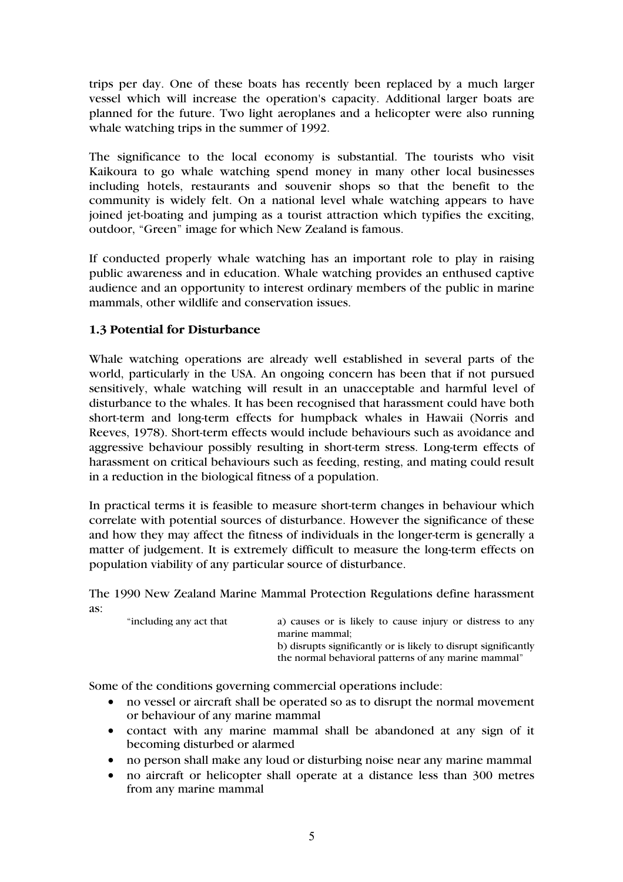trips per day. One of these boats has recently been replaced by a much larger vessel which will increase the operation's capacity. Additional larger boats are planned for the future. Two light aeroplanes and a helicopter were also running whale watching trips in the summer of 1992.

The significance to the local economy is substantial. The tourists who visit Kaikoura to go whale watching spend money in many other local businesses including hotels, restaurants and souvenir shops so that the benefit to the community is widely felt. On a national level whale watching appears to have joined jet-boating and jumping as a tourist attraction which typifies the exciting, outdoor, "Green" image for which New Zealand is famous.

If conducted properly whale watching has an important role to play in raising public awareness and in education. Whale watching provides an enthused captive audience and an opportunity to interest ordinary members of the public in marine mammals, other wildlife and conservation issues.

### 1.3 Potential for Disturbance

Whale watching operations are already well established in several parts of the world, particularly in the USA. An ongoing concern has been that if not pursued sensitively, whale watching will result in an unacceptable and harmful level of disturbance to the whales. It has been recognised that harassment could have both short-term and long-term effects for humpback whales in Hawaii (Norris and Reeves, 1978). Short-term effects would include behaviours such as avoidance and aggressive behaviour possibly resulting in short-term stress. Long-term effects of harassment on critical behaviours such as feeding, resting, and mating could result in a reduction in the biological fitness of a population.

In practical terms it is feasible to measure short-term changes in behaviour which correlate with potential sources of disturbance. However the significance of these and how they may affect the fitness of individuals in the longer-term is generally a matter of judgement. It is extremely difficult to measure the long-term effects on population viability of any particular source of disturbance.

The 1990 New Zealand Marine Mammal Protection Regulations define harassment as:

> "including any act that
> a) causes or is likely to cause injury or distress to any marine mammal;
> b) disrupts significantly or is likely to disrupt significantly the normal behavioral patterns of any marine mammal"

Some of the conditions governing commercial operations include:

- no vessel or aircraft shall be operated so as to disrupt the normal movement or behaviour of any marine mammal
- contact with any marine mammal shall be abandoned at any sign of it becoming disturbed or alarmed
- no person shall make any loud or disturbing noise near any marine mammal
- no aircraft or helicopter shall operate at a distance less than 300 metres from any marine mammal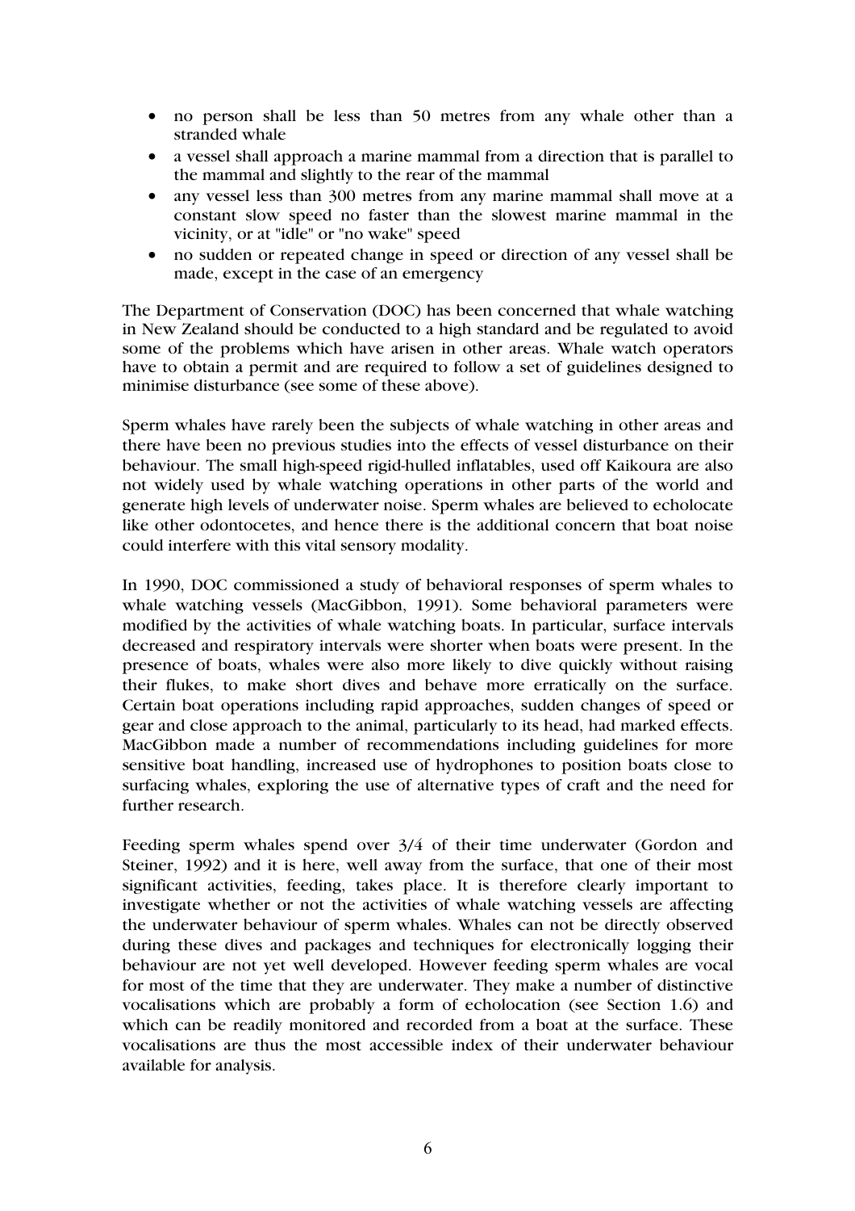- no person shall be less than 50 metres from any whale other than a stranded whale
- a vessel shall approach a marine mammal from a direction that is parallel to the mammal and slightly to the rear of the mammal
- any vessel less than 300 metres from any marine mammal shall move at a constant slow speed no faster than the slowest marine mammal in the vicinity, or at "idle" or "no wake" speed
- no sudden or repeated change in speed or direction of any vessel shall be made, except in the case of an emergency

The Department of Conservation (DOC) has been concerned that whale watching in New Zealand should be conducted to a high standard and be regulated to avoid some of the problems which have arisen in other areas. Whale watch operators have to obtain a permit and are required to follow a set of guidelines designed to minimise disturbance (see some of these above).

Sperm whales have rarely been the subjects of whale watching in other areas and there have been no previous studies into the effects of vessel disturbance on their behaviour. The small high-speed rigid-hulled inflatables, used off Kaikoura are also not widely used by whale watching operations in other parts of the world and generate high levels of underwater noise. Sperm whales are believed to echolocate like other odontocetes, and hence there is the additional concern that boat noise could interfere with this vital sensory modality.

In 1990, DOC commissioned a study of behavioral responses of sperm whales to whale watching vessels (MacGibbon, 1991). Some behavioral parameters were modified by the activities of whale watching boats. In particular, surface intervals decreased and respiratory intervals were shorter when boats were present. In the presence of boats, whales were also more likely to dive quickly without raising their flukes, to make short dives and behave more erratically on the surface. Certain boat operations including rapid approaches, sudden changes of speed or gear and close approach to the animal, particularly to its head, had marked effects. MacGibbon made a number of recommendations including guidelines for more sensitive boat handling, increased use of hydrophones to position boats close to surfacing whales, exploring the use of alternative types of craft and the need for further research.

Feeding sperm whales spend over 3/4 of their time underwater (Gordon and Steiner, 1992) and it is here, well away from the surface, that one of their most significant activities, feeding, takes place. It is therefore clearly important to investigate whether or not the activities of whale watching vessels are affecting the underwater behaviour of sperm whales. Whales can not be directly observed during these dives and packages and techniques for electronically logging their behaviour are not yet well developed. However feeding sperm whales are vocal for most of the time that they are underwater. They make a number of distinctive vocalisations which are probably a form of echolocation (see Section 1.6) and which can be readily monitored and recorded from a boat at the surface. These vocalisations are thus the most accessible index of their underwater behaviour available for analysis.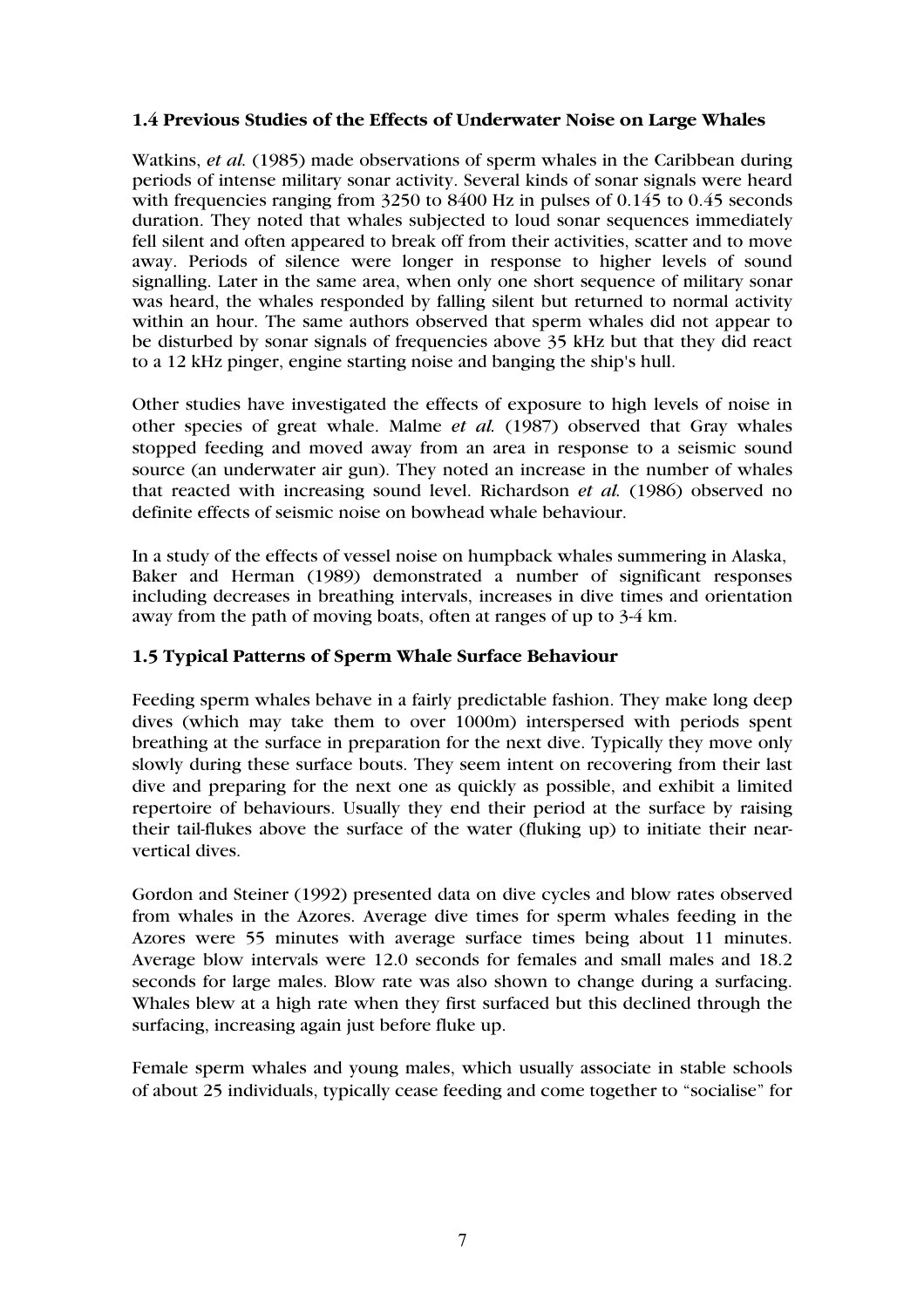### 1.4 Previous Studies of the Effects of Underwater Noise on Large Whales

Watkins, *et al.* (1985) made observations of sperm whales in the Caribbean during periods of intense military sonar activity. Several kinds of sonar signals were heard with frequencies ranging from 3250 to 8400 Hz in pulses of 0.145 to 0.45 seconds duration. They noted that whales subjected to loud sonar sequences immediately fell silent and often appeared to break off from their activities, scatter and to move away. Periods of silence were longer in response to higher levels of sound signalling. Later in the same area, when only one short sequence of military sonar was heard, the whales responded by falling silent but returned to normal activity within an hour. The same authors observed that sperm whales did not appear to be disturbed by sonar signals of frequencies above 35 kHz but that they did react to a 12 kHz pinger, engine starting noise and banging the ship's hull.

Other studies have investigated the effects of exposure to high levels of noise in other species of great whale. Malme *et al.* (1987) observed that Gray whales stopped feeding and moved away from an area in response to a seismic sound source (an underwater air gun). They noted an increase in the number of whales that reacted with increasing sound level. Richardson *et al.* (1986) observed no definite effects of seismic noise on bowhead whale behaviour.

In a study of the effects of vessel noise on humpback whales summering in Alaska, Baker and Herman (1989) demonstrated a number of significant responses including decreases in breathing intervals, increases in dive times and orientation away from the path of moving boats, often at ranges of up to 3-4 km.

### 1.5 Typical Patterns of Sperm Whale Surface Behaviour

Feeding sperm whales behave in a fairly predictable fashion. They make long deep dives (which may take them to over 1000m) interspersed with periods spent breathing at the surface in preparation for the next dive. Typically they move only slowly during these surface bouts. They seem intent on recovering from their last dive and preparing for the next one as quickly as possible, and exhibit a limited repertoire of behaviours. Usually they end their period at the surface by raising their tail-flukes above the surface of the water (fluking up) to initiate their near-vertical dives.

Gordon and Steiner (1992) presented data on dive cycles and blow rates observed from whales in the Azores. Average dive times for sperm whales feeding in the Azores were 55 minutes with average surface times being about 11 minutes. Average blow intervals were 12.0 seconds for females and small males and 18.2 seconds for large males. Blow rate was also shown to change during a surfacing. Whales blew at a high rate when they first surfaced but this declined through the surfacing, increasing again just before fluke up.

Female sperm whales and young males, which usually associate in stable schools of about 25 individuals, typically cease feeding and come together to "socialise" for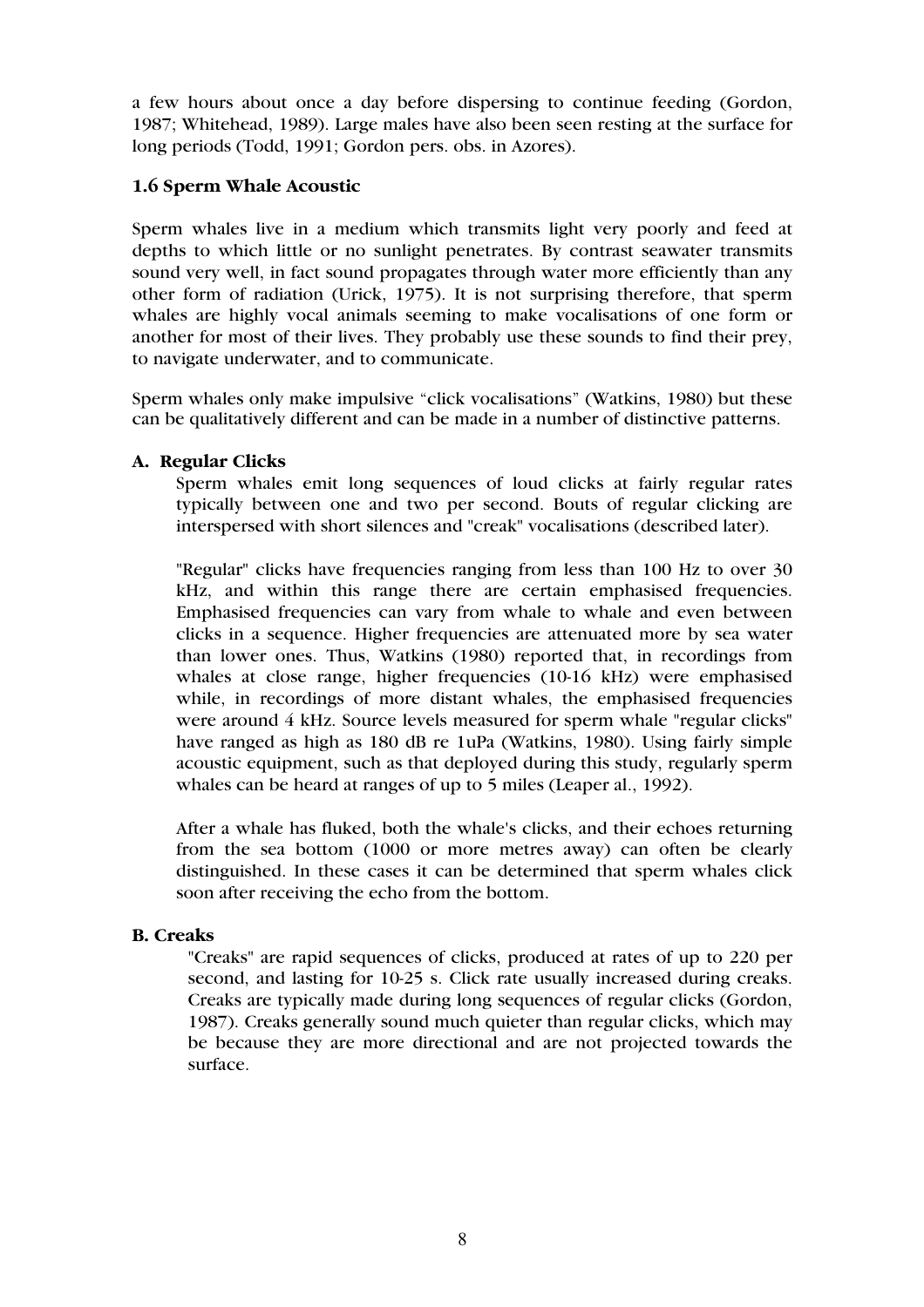a few hours about once a day before dispersing to continue feeding (Gordon, 1987; Whitehead, 1989). Large males have also been seen resting at the surface for long periods (Todd, 1991; Gordon pers. obs. in Azores).

### 1.6 Sperm Whale Acoustic

Sperm whales live in a medium which transmits light very poorly and feed at depths to which little or no sunlight penetrates. By contrast seawater transmits sound very well, in fact sound propagates through water more efficiently than any other form of radiation (Urick, 1975). It is not surprising therefore, that sperm whales are highly vocal animals seeming to make vocalisations of one form or another for most of their lives. They probably use these sounds to find their prey, to navigate underwater, and to communicate.

Sperm whales only make impulsive "click vocalisations" (Watkins, 1980) but these can be qualitatively different and can be made in a number of distinctive patterns.

#### A. Regular Clicks

Sperm whales emit long sequences of loud clicks at fairly regular rates typically between one and two per second. Bouts of regular clicking are interspersed with short silences and "creak" vocalisations (described later).

"Regular" clicks have frequencies ranging from less than 100 Hz to over 30 kHz, and within this range there are certain emphasised frequencies. Emphasised frequencies can vary from whale to whale and even between clicks in a sequence. Higher frequencies are attenuated more by sea water than lower ones. Thus, Watkins (1980) reported that, in recordings from whales at close range, higher frequencies (10-16 kHz) were emphasised while, in recordings of more distant whales, the emphasised frequencies were around 4 kHz. Source levels measured for sperm whale "regular clicks" have ranged as high as 180 dB re 1uPa (Watkins, 1980). Using fairly simple acoustic equipment, such as that deployed during this study, regularly sperm whales can be heard at ranges of up to 5 miles (Leaper al., 1992).

After a whale has fluked, both the whale's clicks, and their echoes returning from the sea bottom (1000 or more metres away) can often be clearly distinguished. In these cases it can be determined that sperm whales click soon after receiving the echo from the bottom.

#### B. Creaks

"Creaks" are rapid sequences of clicks, produced at rates of up to 220 per second, and lasting for 10-25 s. Click rate usually increased during creaks. Creaks are typically made during long sequences of regular clicks (Gordon, 1987). Creaks generally sound much quieter than regular clicks, which may be because they are more directional and are not projected towards the surface.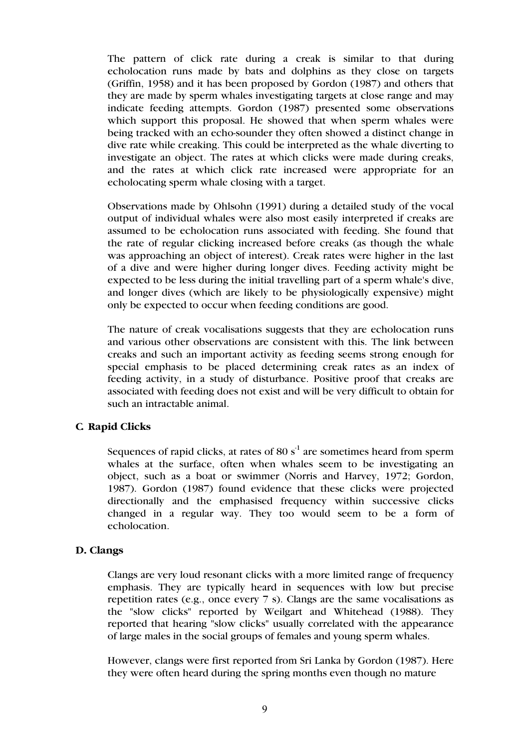The pattern of click rate during a creak is similar to that during echolocation runs made by bats and dolphins as they close on targets (Griffin, 1958) and it has been proposed by Gordon (1987) and others that they are made by sperm whales investigating targets at close range and may indicate feeding attempts. Gordon (1987) presented some observations which support this proposal. He showed that when sperm whales were being tracked with an echo-sounder they often showed a distinct change in dive rate while creaking. This could be interpreted as the whale diverting to investigate an object. The rates at which clicks were made during creaks, and the rates at which click rate increased were appropriate for an echolocating sperm whale closing with a target.

Observations made by Ohlsohn (1991) during a detailed study of the vocal output of individual whales were also most easily interpreted if creaks are assumed to be echolocation runs associated with feeding. She found that the rate of regular clicking increased before creaks (as though the whale was approaching an object of interest). Creak rates were higher in the last of a dive and were higher during longer dives. Feeding activity might be expected to be less during the initial travelling part of a sperm whale's dive, and longer dives (which are likely to be physiologically expensive) might only be expected to occur when feeding conditions are good.

The nature of creak vocalisations suggests that they are echolocation runs and various other observations are consistent with this. The link between creaks and such an important activity as feeding seems strong enough for special emphasis to be placed determining creak rates as an index of feeding activity, in a study of disturbance. Positive proof that creaks are associated with feeding does not exist and will be very difficult to obtain for such an intractable animal.

### C. Rapid Clicks

Sequences of rapid clicks, at rates of 80 $s^{-1}$ are sometimes heard from sperm whales at the surface, often when whales seem to be investigating an object, such as a boat or swimmer (Norris and Harvey, 1972; Gordon, 1987). Gordon (1987) found evidence that these clicks were projected directionally and the emphasised frequency within successive clicks changed in a regular way. They too would seem to be a form of echolocation.

### D. Clangs

Clangs are very loud resonant clicks with a more limited range of frequency emphasis. They are typically heard in sequences with low but precise repetition rates (e.g., once every 7 s). Clangs are the same vocalisations as the "slow clicks" reported by Weilgart and Whitehead (1988). They reported that hearing "slow clicks" usually correlated with the appearance of large males in the social groups of females and young sperm whales.

However, clangs were first reported from Sri Lanka by Gordon (1987). Here they were often heard during the spring months even though no mature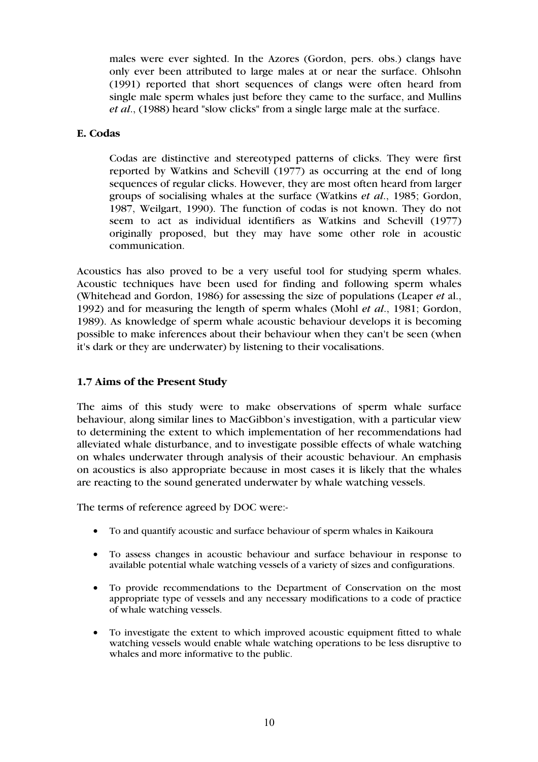males were ever sighted. In the Azores (Gordon, pers. obs.) clangs have only ever been attributed to large males at or near the surface. Ohlsohn (1991) reported that short sequences of clangs were often heard from single male sperm whales just before they came to the surface, and Mullins *et al*., (1988) heard "slow clicks" from a single large male at the surface.

**E. Codas**

Codas are distinctive and stereotyped patterns of clicks. They were first reported by Watkins and Schevill (1977) as occurring at the end of long sequences of regular clicks. However, they are most often heard from larger groups of socialising whales at the surface (Watkins *et al*., 1985; Gordon, 1987, Weilgart, 1990). The function of codas is not known. They do not seem to act as individual identifiers as Watkins and Schevill (1977) originally proposed, but they may have some other role in acoustic communication.

Acoustics has also proved to be a very useful tool for studying sperm whales. Acoustic techniques have been used for finding and following sperm whales (Whitehead and Gordon, 1986) for assessing the size of populations (Leaper *et* al., 1992) and for measuring the length of sperm whales (Mohl *et al*., 1981; Gordon, 1989). As knowledge of sperm whale acoustic behaviour develops it is becoming possible to make inferences about their behaviour when they can't be seen (when it's dark or they are underwater) by listening to their vocalisations.

### 1.7 Aims of the Present Study

The aims of this study were to make observations of sperm whale surface behaviour, along similar lines to MacGibbon's investigation, with a particular view to determining the extent to which implementation of her recommendations had alleviated whale disturbance, and to investigate possible effects of whale watching on whales underwater through analysis of their acoustic behaviour. An emphasis on acoustics is also appropriate because in most cases it is likely that the whales are reacting to the sound generated underwater by whale watching vessels.

The terms of reference agreed by DOC were:-

- To and quantify acoustic and surface behaviour of sperm whales in Kaikoura
- To assess changes in acoustic behaviour and surface behaviour in response to available potential whale watching vessels of a variety of sizes and configurations.
- To provide recommendations to the Department of Conservation on the most appropriate type of vessels and any necessary modifications to a code of practice of whale watching vessels.
- To investigate the extent to which improved acoustic equipment fitted to whale watching vessels would enable whale watching operations to be less disruptive to whales and more informative to the public.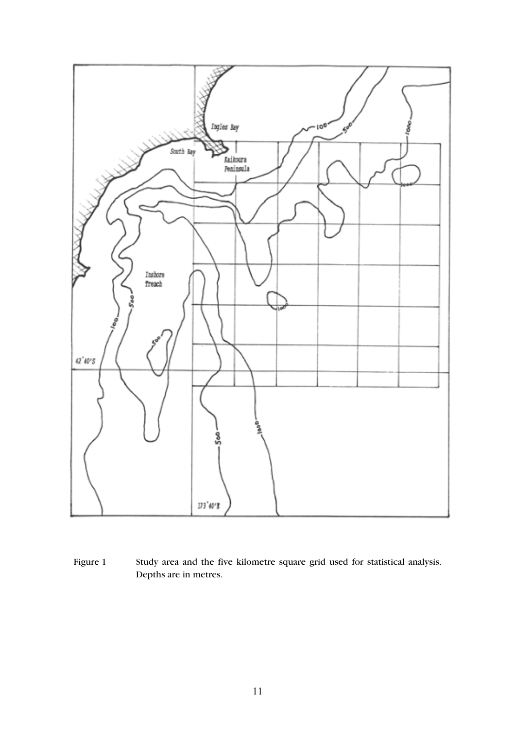Figure 1 Study area and the five kilometre square grid used for statistical analysis. Depths are in metres.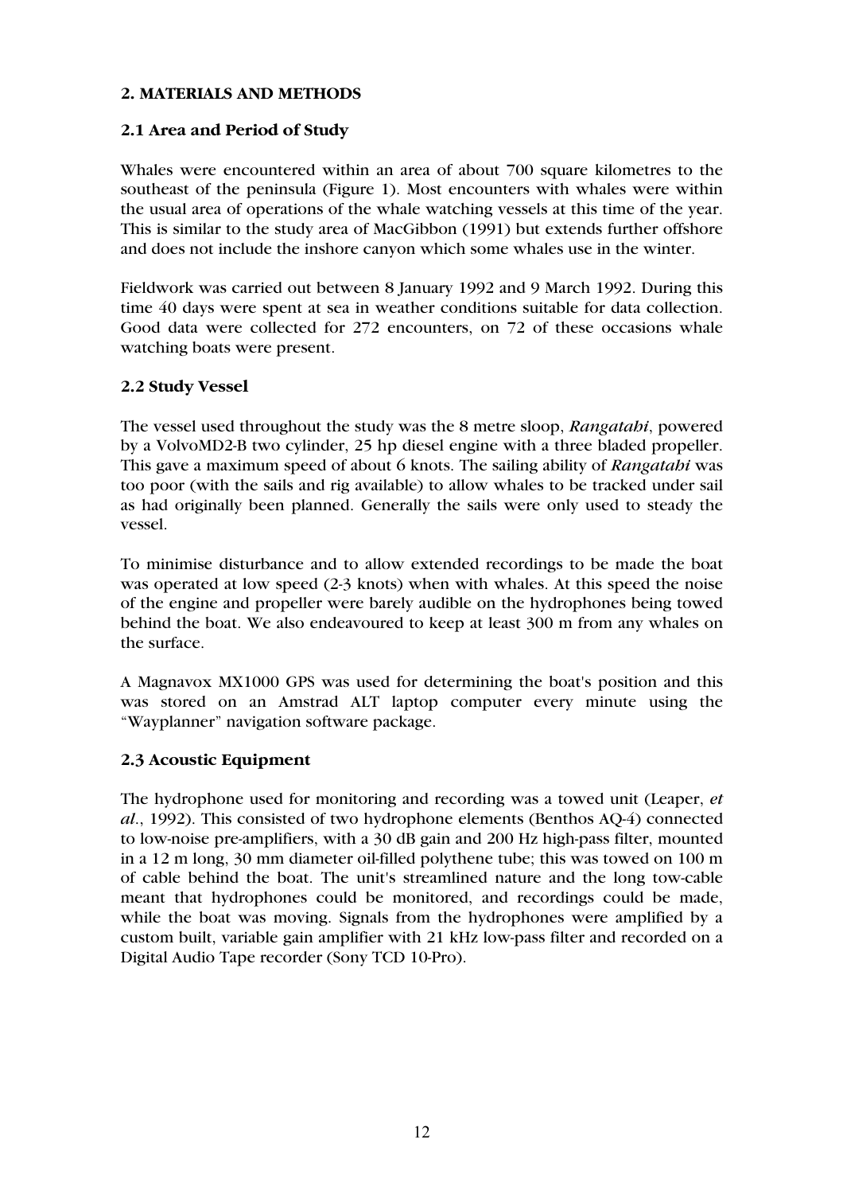## 2. MATERIALS AND METHODS

### 2.1 Area and Period of Study

Whales were encountered within an area of about 700 square kilometres to the southeast of the peninsula (Figure 1). Most encounters with whales were within the usual area of operations of the whale watching vessels at this time of the year. This is similar to the study area of MacGibbon (1991) but extends further offshore and does not include the inshore canyon which some whales use in the winter.

Fieldwork was carried out between 8 January 1992 and 9 March 1992. During this time 40 days were spent at sea in weather conditions suitable for data collection. Good data were collected for 272 encounters, on 72 of these occasions whale watching boats were present.

### 2.2 Study Vessel

The vessel used throughout the study was the 8 metre sloop, *Rangatahi*, powered by a VolvoMD2-B two cylinder, 25 hp diesel engine with a three bladed propeller. This gave a maximum speed of about 6 knots. The sailing ability of *Rangatahi* was too poor (with the sails and rig available) to allow whales to be tracked under sail as had originally been planned. Generally the sails were only used to steady the vessel.

To minimise disturbance and to allow extended recordings to be made the boat was operated at low speed (2-3 knots) when with whales. At this speed the noise of the engine and propeller were barely audible on the hydrophones being towed behind the boat. We also endeavoured to keep at least 300 m from any whales on the surface.

A Magnavox MX1000 GPS was used for determining the boat's position and this was stored on an Amstrad ALT laptop computer every minute using the "Wayplanner" navigation software package.

### 2.3 Acoustic Equipment

The hydrophone used for monitoring and recording was a towed unit (Leaper, *et al*., 1992). This consisted of two hydrophone elements (Benthos AQ-4) connected to low-noise pre-amplifiers, with a 30 dB gain and 200 Hz high-pass filter, mounted in a 12 m long, 30 mm diameter oil-filled polythene tube; this was towed on 100 m of cable behind the boat. The unit's streamlined nature and the long tow-cable meant that hydrophones could be monitored, and recordings could be made, while the boat was moving. Signals from the hydrophones were amplified by a custom built, variable gain amplifier with 21 kHz low-pass filter and recorded on a Digital Audio Tape recorder (Sony TCD 10-Pro).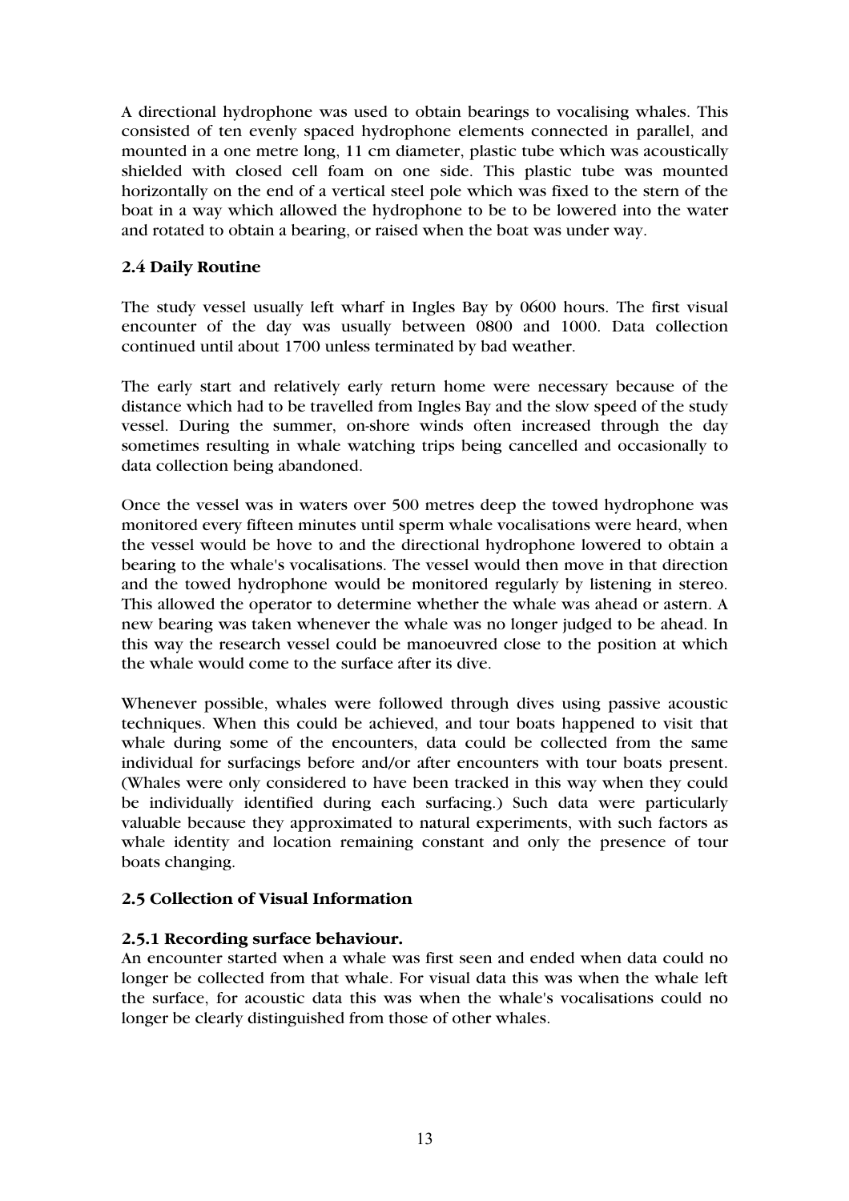A directional hydrophone was used to obtain bearings to vocalising whales. This consisted of ten evenly spaced hydrophone elements connected in parallel, and mounted in a one metre long, 11 cm diameter, plastic tube which was acoustically shielded with closed cell foam on one side. This plastic tube was mounted horizontally on the end of a vertical steel pole which was fixed to the stern of the boat in a way which allowed the hydrophone to be to be lowered into the water and rotated to obtain a bearing, or raised when the boat was under way.

### 2.4 Daily Routine

The study vessel usually left wharf in Ingles Bay by 0600 hours. The first visual encounter of the day was usually between 0800 and 1000. Data collection continued until about 1700 unless terminated by bad weather.

The early start and relatively early return home were necessary because of the distance which had to be travelled from Ingles Bay and the slow speed of the study vessel. During the summer, on-shore winds often increased through the day sometimes resulting in whale watching trips being cancelled and occasionally to data collection being abandoned.

Once the vessel was in waters over 500 metres deep the towed hydrophone was monitored every fifteen minutes until sperm whale vocalisations were heard, when the vessel would be hove to and the directional hydrophone lowered to obtain a bearing to the whale's vocalisations. The vessel would then move in that direction and the towed hydrophone would be monitored regularly by listening in stereo. This allowed the operator to determine whether the whale was ahead or astern. A new bearing was taken whenever the whale was no longer judged to be ahead. In this way the research vessel could be manoeuvred close to the position at which the whale would come to the surface after its dive.

Whenever possible, whales were followed through dives using passive acoustic techniques. When this could be achieved, and tour boats happened to visit that whale during some of the encounters, data could be collected from the same individual for surfacings before and/or after encounters with tour boats present. (Whales were only considered to have been tracked in this way when they could be individually identified during each surfacing.) Such data were particularly valuable because they approximated to natural experiments, with such factors as whale identity and location remaining constant and only the presence of tour boats changing.

### 2.5 Collection of Visual Information

#### 2.5.1 Recording surface behaviour.

An encounter started when a whale was first seen and ended when data could no longer be collected from that whale. For visual data this was when the whale left the surface, for acoustic data this was when the whale's vocalisations could no longer be clearly distinguished from those of other whales.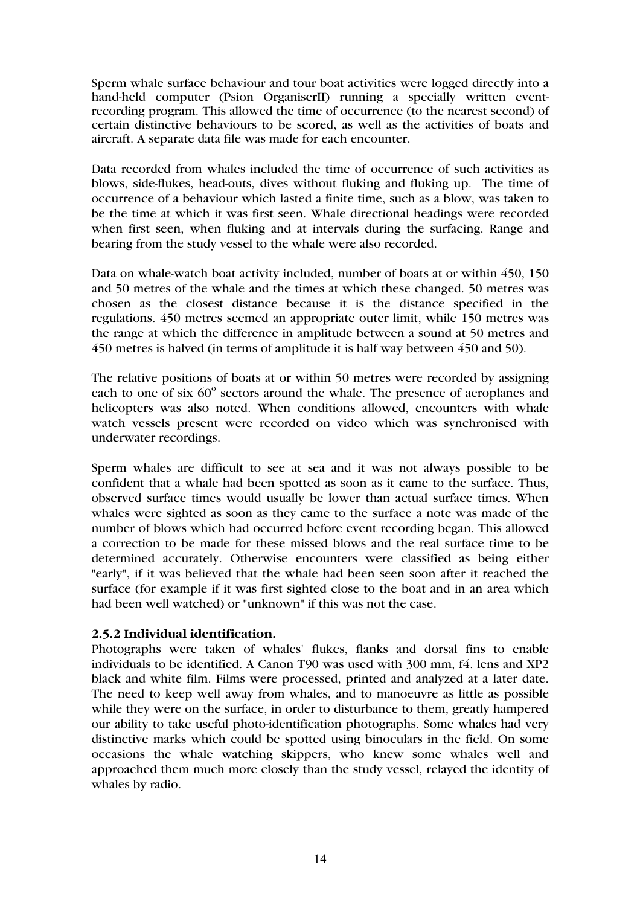Sperm whale surface behaviour and tour boat activities were logged directly into a hand-held computer (Psion OrganiserII) running a specially written event-recording program. This allowed the time of occurrence (to the nearest second) of certain distinctive behaviours to be scored, as well as the activities of boats and aircraft. A separate data file was made for each encounter.

Data recorded from whales included the time of occurrence of such activities as blows, side-flukes, head-outs, dives without fluking and fluking up. The time of occurrence of a behaviour which lasted a finite time, such as a blow, was taken to be the time at which it was first seen. Whale directional headings were recorded when first seen, when fluking and at intervals during the surfacing. Range and bearing from the study vessel to the whale were also recorded.

Data on whale-watch boat activity included, number of boats at or within 450, 150 and 50 metres of the whale and the times at which these changed. 50 metres was chosen as the closest distance because it is the distance specified in the regulations. 450 metres seemed an appropriate outer limit, while 150 metres was the range at which the difference in amplitude between a sound at 50 metres and 450 metres is halved (in terms of amplitude it is half way between 450 and 50).

The relative positions of boats at or within 50 metres were recorded by assigning each to one of six $60^{o}$ sectors around the whale. The presence of aeroplanes and helicopters was also noted. When conditions allowed, encounters with whale watch vessels present were recorded on video which was synchronised with underwater recordings.

Sperm whales are difficult to see at sea and it was not always possible to be confident that a whale had been spotted as soon as it came to the surface. Thus, observed surface times would usually be lower than actual surface times. When whales were sighted as soon as they came to the surface a note was made of the number of blows which had occurred before event recording began. This allowed a correction to be made for these missed blows and the real surface time to be determined accurately. Otherwise encounters were classified as being either "early", if it was believed that the whale had been seen soon after it reached the surface (for example if it was first sighted close to the boat and in an area which had been well watched) or "unknown" if this was not the case.

### 2.5.2 Individual identification.

Photographs were taken of whales' flukes, flanks and dorsal fins to enable individuals to be identified. A Canon T90 was used with 300 mm, f4. lens and XP2 black and white film. Films were processed, printed and analyzed at a later date. The need to keep well away from whales, and to manoeuvre as little as possible while they were on the surface, in order to disturbance to them, greatly hampered our ability to take useful photo-identification photographs. Some whales had very distinctive marks which could be spotted using binoculars in the field. On some occasions the whale watching skippers, who knew some whales well and approached them much more closely than the study vessel, relayed the identity of whales by radio.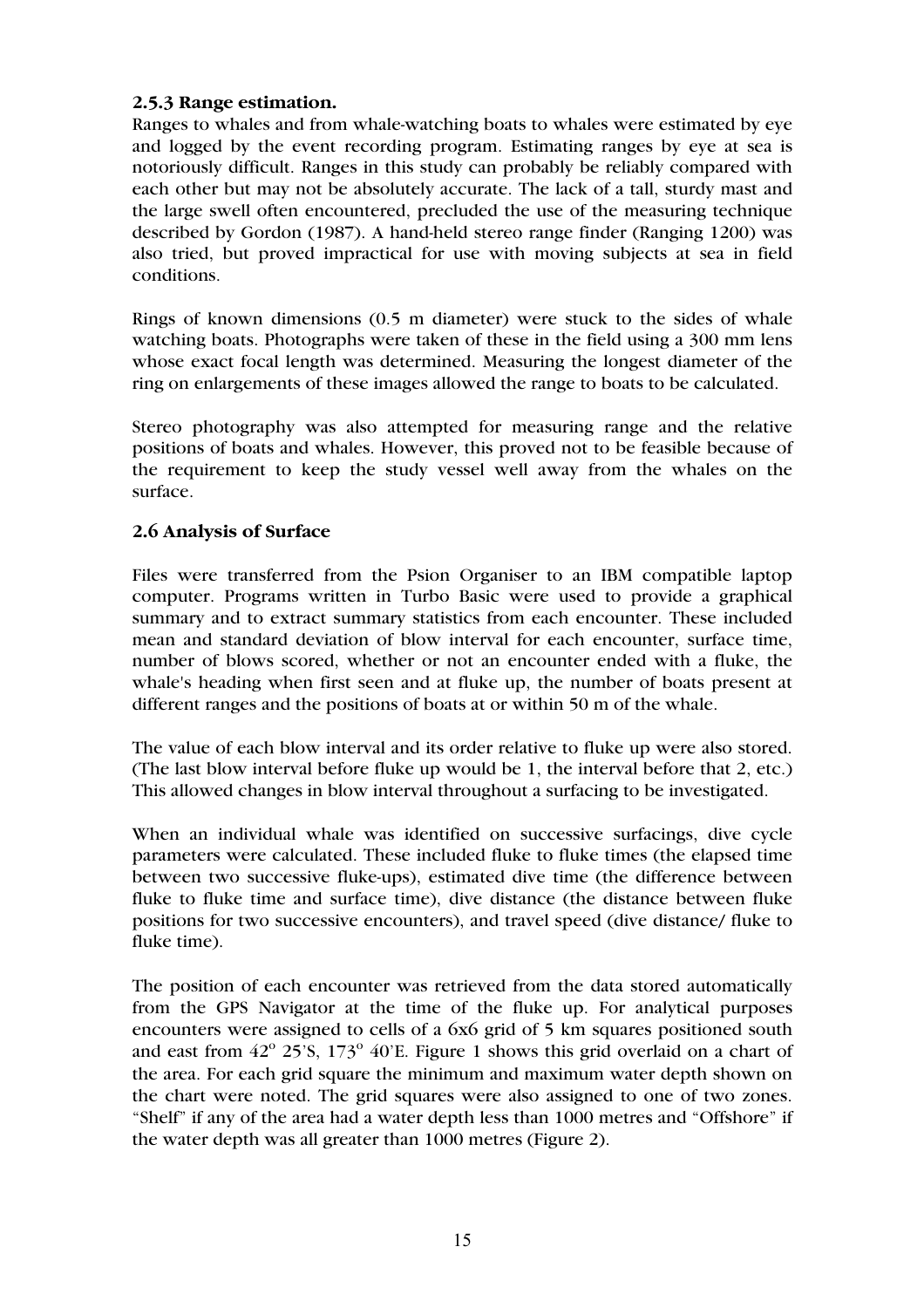### 2.5.3 Range estimation.

Ranges to whales and from whale-watching boats to whales were estimated by eye and logged by the event recording program. Estimating ranges by eye at sea is notoriously difficult. Ranges in this study can probably be reliably compared with each other but may not be absolutely accurate. The lack of a tall, sturdy mast and the large swell often encountered, precluded the use of the measuring technique described by Gordon (1987). A hand-held stereo range finder (Ranging 1200) was also tried, but proved impractical for use with moving subjects at sea in field conditions.

Rings of known dimensions (0.5 m diameter) were stuck to the sides of whale watching boats. Photographs were taken of these in the field using a 300 mm lens whose exact focal length was determined. Measuring the longest diameter of the ring on enlargements of these images allowed the range to boats to be calculated.

Stereo photography was also attempted for measuring range and the relative positions of boats and whales. However, this proved not to be feasible because of the requirement to keep the study vessel well away from the whales on the surface.

### 2.6 Analysis of Surface

Files were transferred from the Psion Organiser to an IBM compatible laptop computer. Programs written in Turbo Basic were used to provide a graphical summary and to extract summary statistics from each encounter. These included mean and standard deviation of blow interval for each encounter, surface time, number of blows scored, whether or not an encounter ended with a fluke, the whale's heading when first seen and at fluke up, the number of boats present at different ranges and the positions of boats at or within 50 m of the whale.

The value of each blow interval and its order relative to fluke up were also stored. (The last blow interval before fluke up would be 1, the interval before that 2, etc.) This allowed changes in blow interval throughout a surfacing to be investigated.

When an individual whale was identified on successive surfacings, dive cycle parameters were calculated. These included fluke to fluke times (the elapsed time between two successive fluke-ups), estimated dive time (the difference between fluke to fluke time and surface time), dive distance (the distance between fluke positions for two successive encounters), and travel speed (dive distance/ fluke to fluke time).

The position of each encounter was retrieved from the data stored automatically from the GPS Navigator at the time of the fluke up. For analytical purposes encounters were assigned to cells of a 6x6 grid of 5 km squares positioned south and east from $42^{o}$ 25'S, $173^{o}$ 40'E. Figure 1 shows this grid overlaid on a chart of the area. For each grid square the minimum and maximum water depth shown on the chart were noted. The grid squares were also assigned to one of two zones. "Shelf" if any of the area had a water depth less than 1000 metres and "Offshore" if the water depth was all greater than 1000 metres (Figure 2).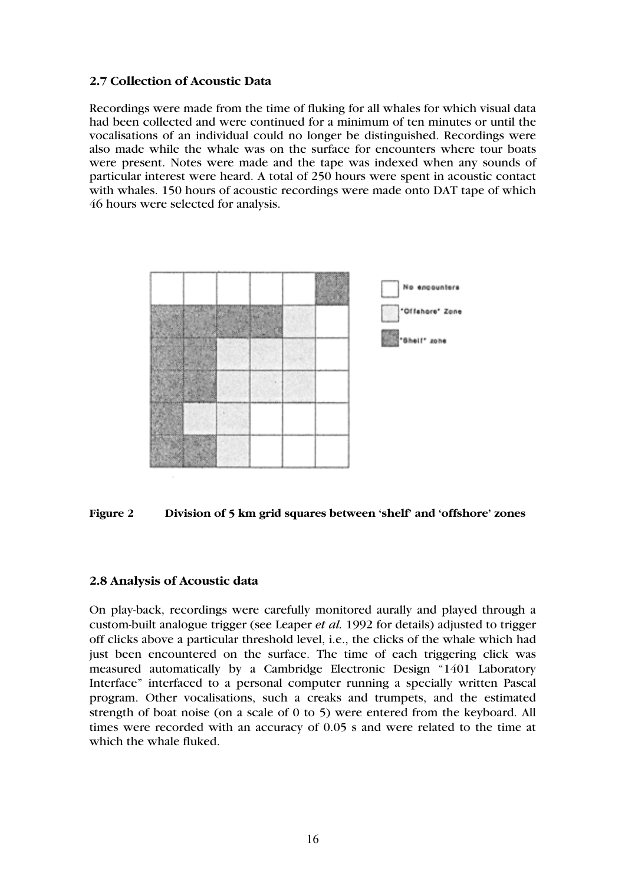### 2.7 Collection of Acoustic Data

Recordings were made from the time of fluking for all whales for which visual data had been collected and were continued for a minimum of ten minutes or until the vocalisations of an individual could no longer be distinguished. Recordings were also made while the whale was on the surface for encounters where tour boats were present. Notes were made and the tape was indexed when any sounds of particular interest were heard. A total of 250 hours were spent in acoustic contact with whales. 150 hours of acoustic recordings were made onto DAT tape of which 46 hours were selected for analysis.

**Figure 2 Division of 5 km grid squares between 'shelf' and 'offshore' zones**

### 2.8 Analysis of Acoustic data

On play-back, recordings were carefully monitored aurally and played through a custom-built analogue trigger (see Leaper *et al.* 1992 for details) adjusted to trigger off clicks above a particular threshold level, i.e., the clicks of the whale which had just been encountered on the surface. The time of each triggering click was measured automatically by a Cambridge Electronic Design "1401 Laboratory Interface" interfaced to a personal computer running a specially written Pascal program. Other vocalisations, such a creaks and trumpets, and the estimated strength of boat noise (on a scale of 0 to 5) were entered from the keyboard. All times were recorded with an accuracy of 0.05 s and were related to the time at which the whale fluked.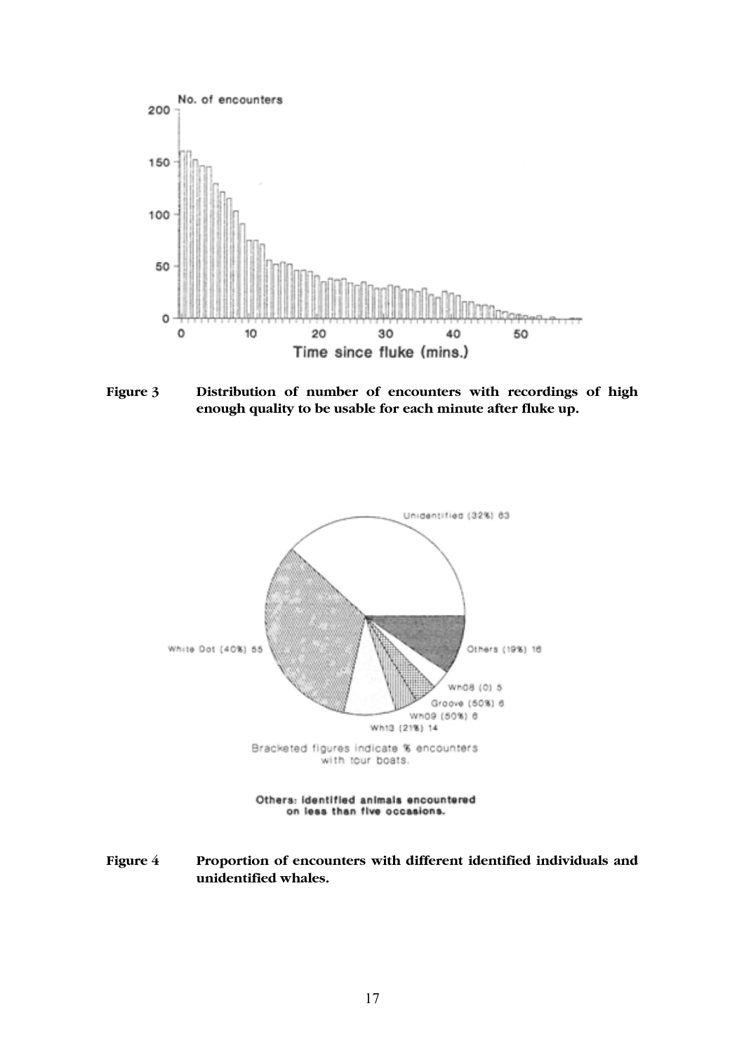**Figure 3** Distribution of number of encounters with recordings of high enough quality to be usable for each minute after fluke up.

**Figure 4** Proportion of encounters with different identified individuals and unidentified whales.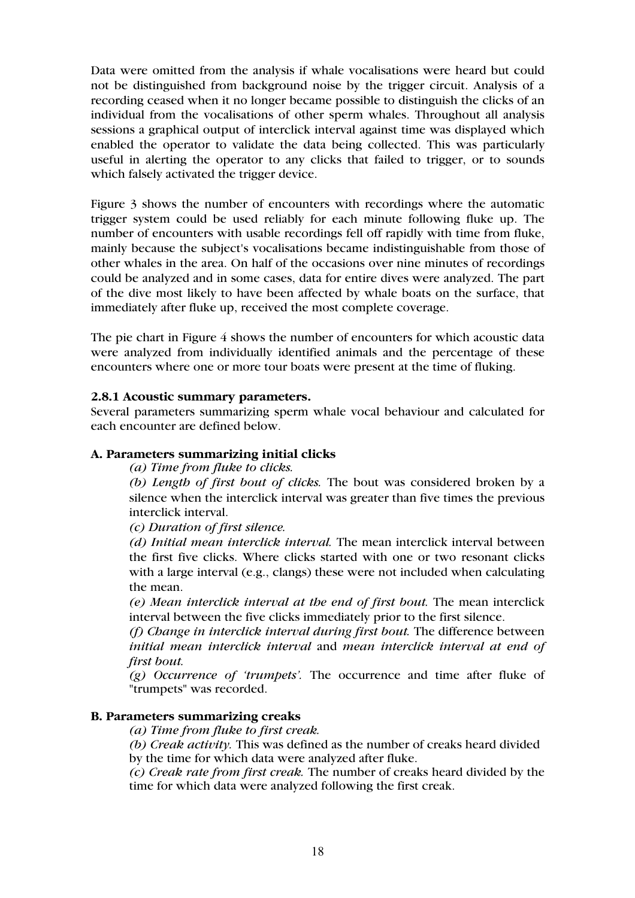Data were omitted from the analysis if whale vocalisations were heard but could not be distinguished from background noise by the trigger circuit. Analysis of a recording ceased when it no longer became possible to distinguish the clicks of an individual from the vocalisations of other sperm whales. Throughout all analysis sessions a graphical output of interclick interval against time was displayed which enabled the operator to validate the data being collected. This was particularly useful in alerting the operator to any clicks that failed to trigger, or to sounds which falsely activated the trigger device.

Figure 3 shows the number of encounters with recordings where the automatic trigger system could be used reliably for each minute following fluke up. The number of encounters with usable recordings fell off rapidly with time from fluke, mainly because the subject's vocalisations became indistinguishable from those of other whales in the area. On half of the occasions over nine minutes of recordings could be analyzed and in some cases, data for entire dives were analyzed. The part of the dive most likely to have been affected by whale boats on the surface, that immediately after fluke up, received the most complete coverage.

The pie chart in Figure 4 shows the number of encounters for which acoustic data were analyzed from individually identified animals and the percentage of these encounters where one or more tour boats were present at the time of fluking.

#### 2.8.1 Acoustic summary parameters.

Several parameters summarizing sperm whale vocal behaviour and calculated for each encounter are defined below.

**A. Parameters summarizing initial clicks**

*(a) Time from fluke to clicks.*

*(b) Length of first bout of clicks.* The bout was considered broken by a silence when the interclick interval was greater than five times the previous interclick interval.

*(c) Duration of first silence.*

*(d) Initial mean interclick interval.* The mean interclick interval between the first five clicks. Where clicks started with one or two resonant clicks with a large interval (e.g., clangs) these were not included when calculating the mean.

*(e) Mean interclick interval at the end of first bout.* The mean interclick interval between the five clicks immediately prior to the first silence.

*(f) Change in interclick interval during first bout.* The difference between *initial mean interclick interval* and *mean interclick interval at end of first bout.*

*(g) Occurrence of 'trumpets'.* The occurrence and time after fluke of "trumpets" was recorded.

**B. Parameters summarizing creaks**

*(a) Time from fluke to first creak.*

*(b) Creak activity.* This was defined as the number of creaks heard divided by the time for which data were analyzed after fluke.

*(c) Creak rate from first creak.* The number of creaks heard divided by the time for which data were analyzed following the first creak.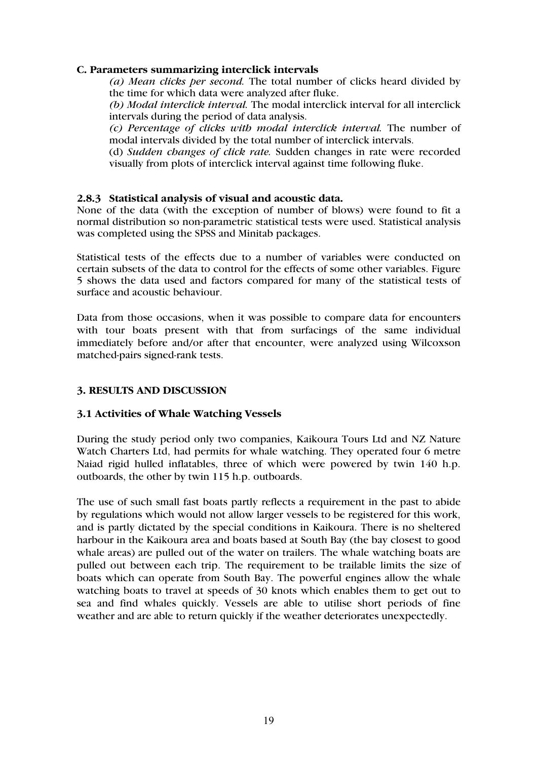**C. Parameters summarizing interclick intervals**

*(a) Mean clicks per second.* The total number of clicks heard divided by the time for which data were analyzed after fluke.

*(b) Modal interclick interval.* The modal interclick interval for all interclick intervals during the period of data analysis.

*(c) Percentage of clicks with modal interclick interval.* The number of modal intervals divided by the total number of interclick intervals.

(d) *Sudden changes of click rate.* Sudden changes in rate were recorded visually from plots of interclick interval against time following fluke.

### 2.8.3 Statistical analysis of visual and acoustic data.

None of the data (with the exception of number of blows) were found to fit a normal distribution so non-parametric statistical tests were used. Statistical analysis was completed using the SPSS and Minitab packages.

Statistical tests of the effects due to a number of variables were conducted on certain subsets of the data to control for the effects of some other variables. Figure 5 shows the data used and factors compared for many of the statistical tests of surface and acoustic behaviour.

Data from those occasions, when it was possible to compare data for encounters with tour boats present with that from surfacings of the same individual immediately before and/or after that encounter, were analyzed using Wilcoxson matched-pairs signed-rank tests.

## 3. RESULTS AND DISCUSSION

### 3.1 Activities of Whale Watching Vessels

During the study period only two companies, Kaikoura Tours Ltd and NZ Nature Watch Charters Ltd, had permits for whale watching. They operated four 6 metre Naiad rigid hulled inflatables, three of which were powered by twin 140 h.p. outboards, the other by twin 115 h.p. outboards.

The use of such small fast boats partly reflects a requirement in the past to abide by regulations which would not allow larger vessels to be registered for this work, and is partly dictated by the special conditions in Kaikoura. There is no sheltered harbour in the Kaikoura area and boats based at South Bay (the bay closest to good whale areas) are pulled out of the water on trailers. The whale watching boats are pulled out between each trip. The requirement to be trailable limits the size of boats which can operate from South Bay. The powerful engines allow the whale watching boats to travel at speeds of 30 knots which enables them to get out to sea and find whales quickly. Vessels are able to utilise short periods of fine weather and are able to return quickly if the weather deteriorates unexpectedly.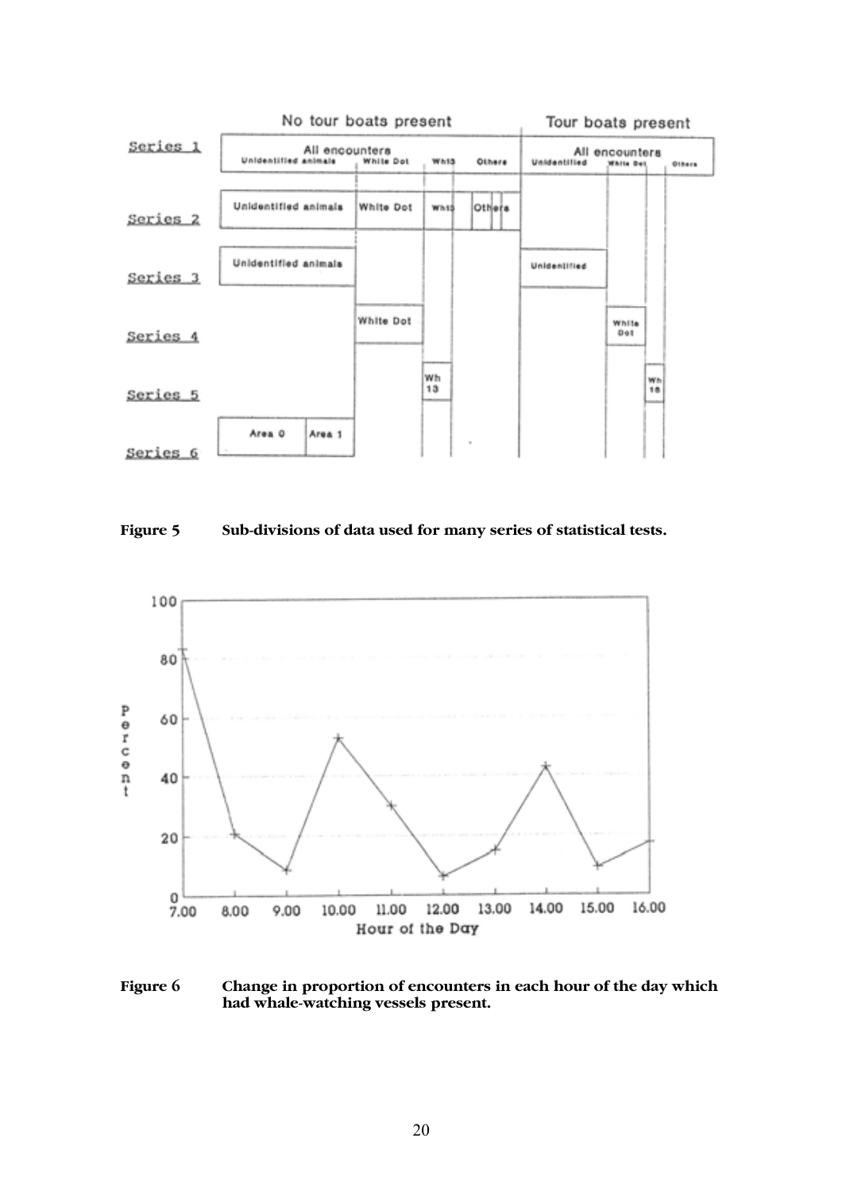**Figure 5** Sub-divisions of data used for many series of statistical tests.

**Figure 6** Change in proportion of encounters in each hour of the day which had whale-watching vessels present.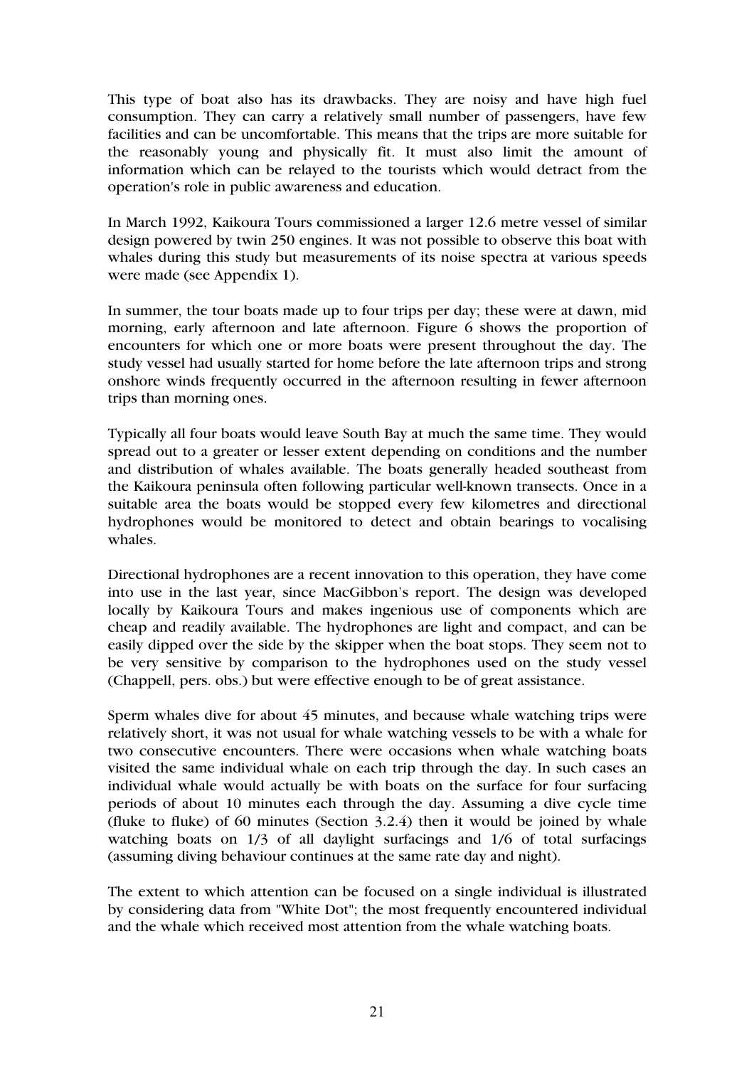This type of boat also has its drawbacks. They are noisy and have high fuel consumption. They can carry a relatively small number of passengers, have few facilities and can be uncomfortable. This means that the trips are more suitable for the reasonably young and physically fit. It must also limit the amount of information which can be relayed to the tourists which would detract from the operation's role in public awareness and education.

In March 1992, Kaikoura Tours commissioned a larger 12.6 metre vessel of similar design powered by twin 250 engines. It was not possible to observe this boat with whales during this study but measurements of its noise spectra at various speeds were made (see Appendix 1).

In summer, the tour boats made up to four trips per day; these were at dawn, mid morning, early afternoon and late afternoon. Figure 6 shows the proportion of encounters for which one or more boats were present throughout the day. The study vessel had usually started for home before the late afternoon trips and strong onshore winds frequently occurred in the afternoon resulting in fewer afternoon trips than morning ones.

Typically all four boats would leave South Bay at much the same time. They would spread out to a greater or lesser extent depending on conditions and the number and distribution of whales available. The boats generally headed southeast from the Kaikoura peninsula often following particular well-known transects. Once in a suitable area the boats would be stopped every few kilometres and directional hydrophones would be monitored to detect and obtain bearings to vocalising whales.

Directional hydrophones are a recent innovation to this operation, they have come into use in the last year, since MacGibbon's report. The design was developed locally by Kaikoura Tours and makes ingenious use of components which are cheap and readily available. The hydrophones are light and compact, and can be easily dipped over the side by the skipper when the boat stops. They seem not to be very sensitive by comparison to the hydrophones used on the study vessel (Chappell, pers. obs.) but were effective enough to be of great assistance.

Sperm whales dive for about 45 minutes, and because whale watching trips were relatively short, it was not usual for whale watching vessels to be with a whale for two consecutive encounters. There were occasions when whale watching boats visited the same individual whale on each trip through the day. In such cases an individual whale would actually be with boats on the surface for four surfacing periods of about 10 minutes each through the day. Assuming a dive cycle time (fluke to fluke) of 60 minutes (Section 3.2.4) then it would be joined by whale watching boats on 1/3 of all daylight surfacings and 1/6 of total surfacings (assuming diving behaviour continues at the same rate day and night).

The extent to which attention can be focused on a single individual is illustrated by considering data from "White Dot"; the most frequently encountered individual and the whale which received most attention from the whale watching boats.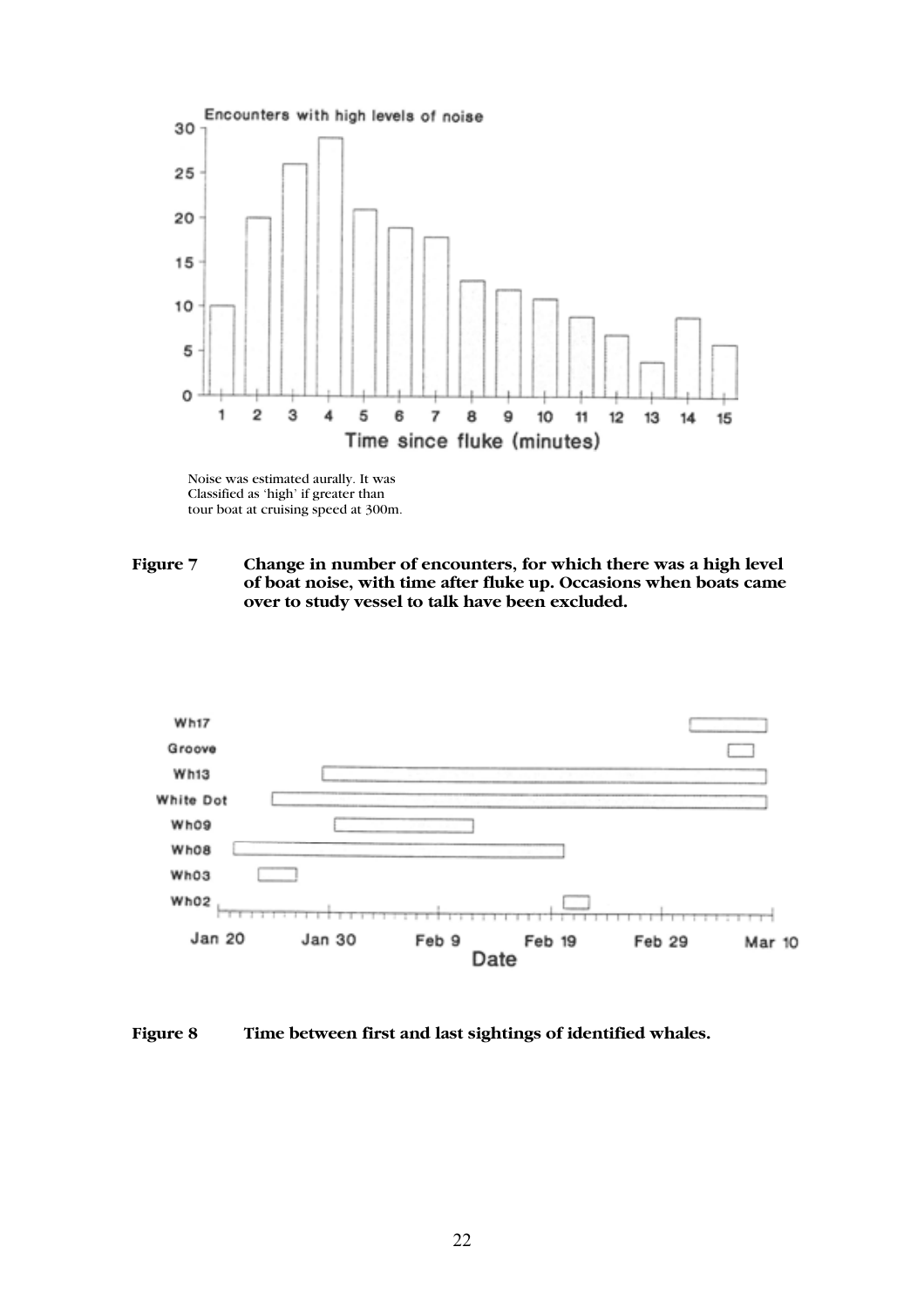Noise was estimated aurally. It was Classified as 'high' if greater than tour boat at cruising speed at 300m.

**Figure 7 Change in number of encounters, for which there was a high level of boat noise, with time after fluke up. Occasions when boats came over to study vessel to talk have been excluded.**

**Figure 8 Time between first and last sightings of identified whales.**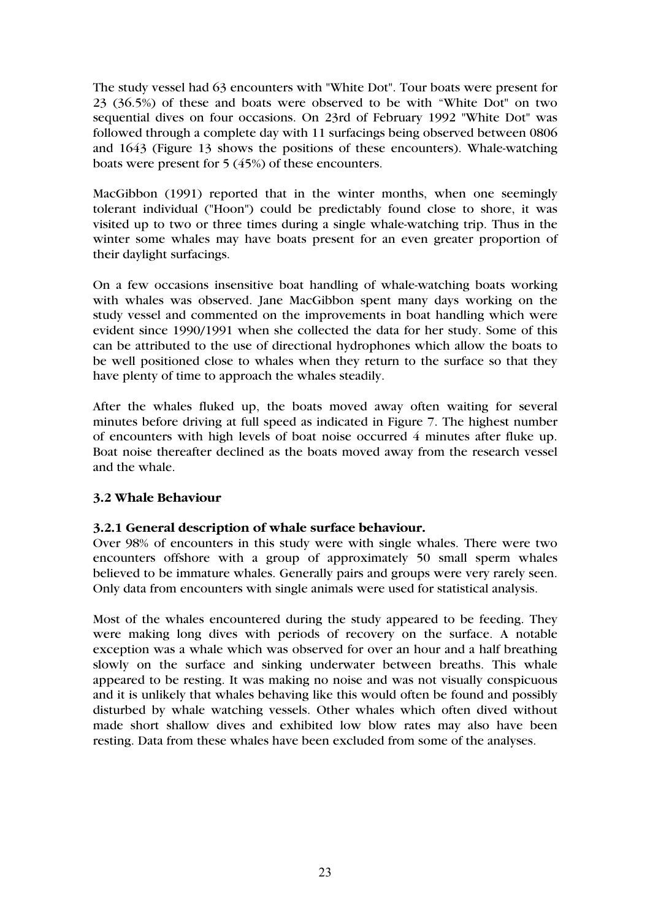The study vessel had 63 encounters with "White Dot". Tour boats were present for 23 (36.5%) of these and boats were observed to be with "White Dot" on two sequential dives on four occasions. On 23rd of February 1992 "White Dot" was followed through a complete day with 11 surfacings being observed between 0806 and 1643 (Figure 13 shows the positions of these encounters). Whale-watching boats were present for 5 (45%) of these encounters.

MacGibbon (1991) reported that in the winter months, when one seemingly tolerant individual ("Hoon") could be predictably found close to shore, it was visited up to two or three times during a single whale-watching trip. Thus in the winter some whales may have boats present for an even greater proportion of their daylight surfacings.

On a few occasions insensitive boat handling of whale-watching boats working with whales was observed. Jane MacGibbon spent many days working on the study vessel and commented on the improvements in boat handling which were evident since 1990/1991 when she collected the data for her study. Some of this can be attributed to the use of directional hydrophones which allow the boats to be well positioned close to whales when they return to the surface so that they have plenty of time to approach the whales steadily.

After the whales fluked up, the boats moved away often waiting for several minutes before driving at full speed as indicated in Figure 7. The highest number of encounters with high levels of boat noise occurred 4 minutes after fluke up. Boat noise thereafter declined as the boats moved away from the research vessel and the whale.

### 3.2 Whale Behaviour

#### 3.2.1 General description of whale surface behaviour.

Over 98% of encounters in this study were with single whales. There were two encounters offshore with a group of approximately 50 small sperm whales believed to be immature whales. Generally pairs and groups were very rarely seen. Only data from encounters with single animals were used for statistical analysis.

Most of the whales encountered during the study appeared to be feeding. They were making long dives with periods of recovery on the surface. A notable exception was a whale which was observed for over an hour and a half breathing slowly on the surface and sinking underwater between breaths. This whale appeared to be resting. It was making no noise and was not visually conspicuous and it is unlikely that whales behaving like this would often be found and possibly disturbed by whale watching vessels. Other whales which often dived without made short shallow dives and exhibited low blow rates may also have been resting. Data from these whales have been excluded from some of the analyses.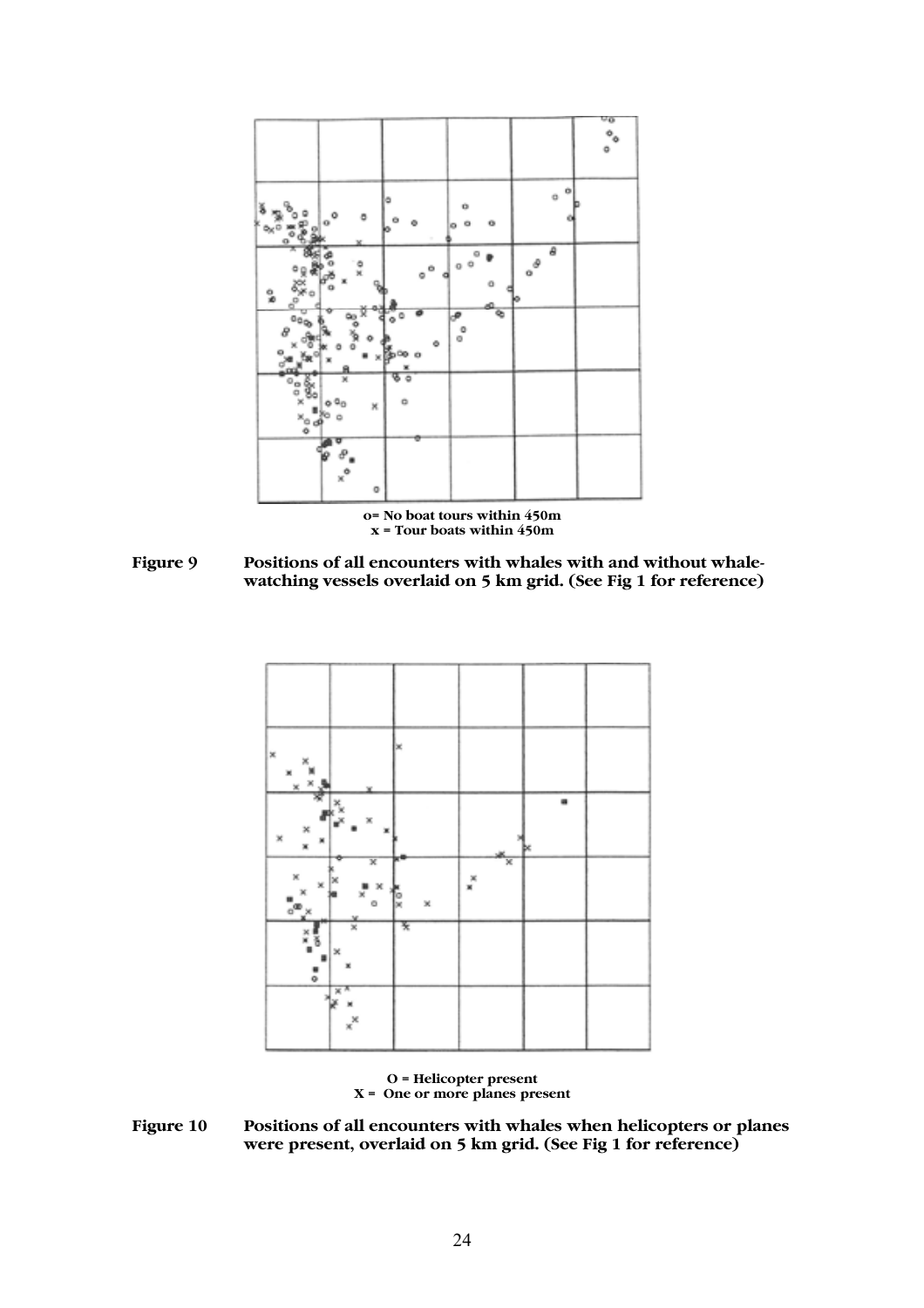o= No boat tours within 450m
x = Tour boats within 450m

**Figure 9** Positions of all encounters with whales with and without whale-watching vessels overlaid on 5 km grid. (See Fig 1 for reference)

O = Helicopter present
X = One or more planes present

**Figure 10** Positions of all encounters with whales when helicopters or planes were present, overlaid on 5 km grid. (See Fig 1 for reference)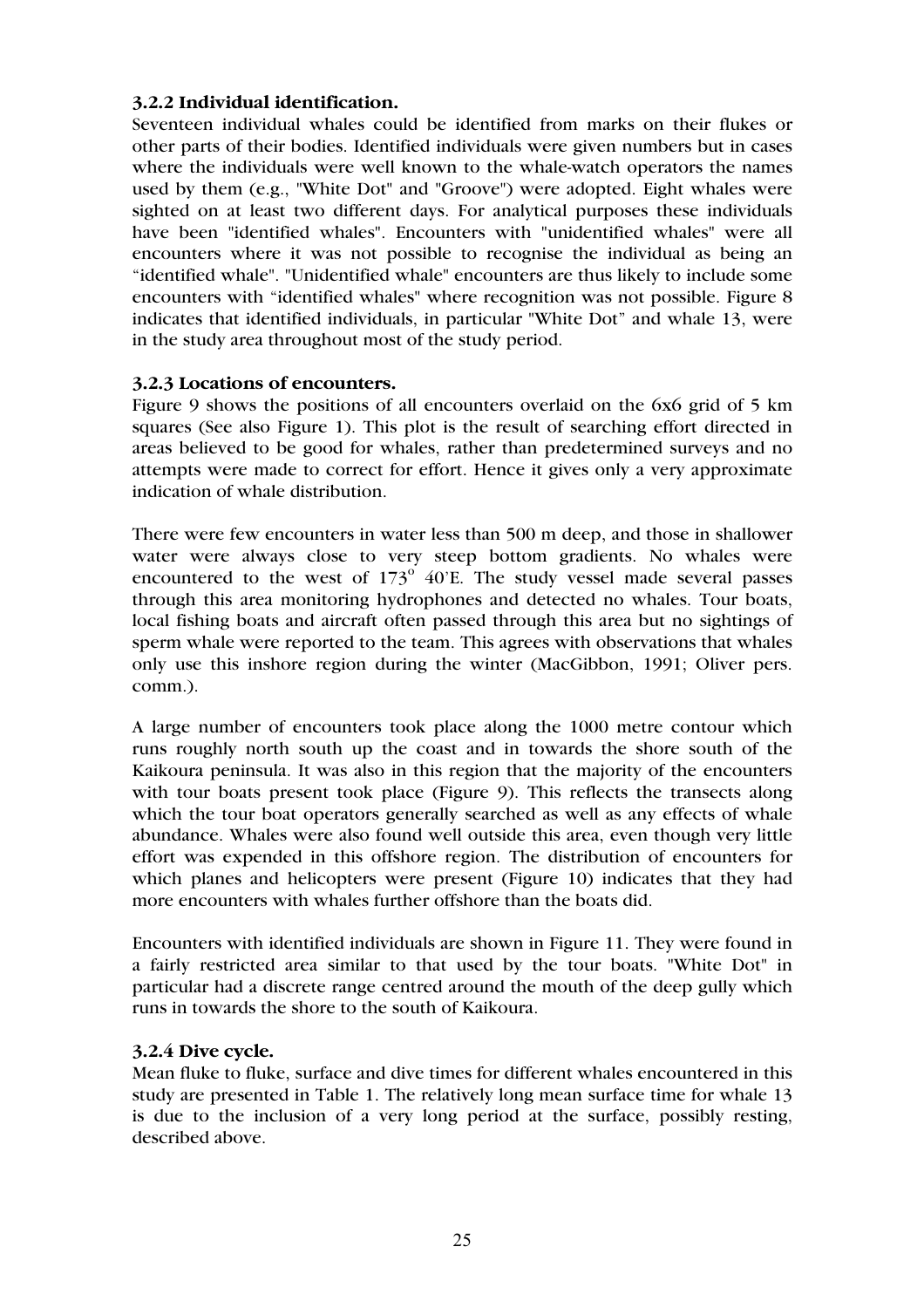### 3.2.2 Individual identification.

Seventeen individual whales could be identified from marks on their flukes or other parts of their bodies. Identified individuals were given numbers but in cases where the individuals were well known to the whale-watch operators the names used by them (e.g., "White Dot" and "Groove") were adopted. Eight whales were sighted on at least two different days. For analytical purposes these individuals have been "identified whales". Encounters with "unidentified whales" were all encounters where it was not possible to recognise the individual as being an "identified whale". "Unidentified whale" encounters are thus likely to include some encounters with "identified whales" where recognition was not possible. Figure 8 indicates that identified individuals, in particular "White Dot" and whale 13, were in the study area throughout most of the study period.

### 3.2.3 Locations of encounters.

Figure 9 shows the positions of all encounters overlaid on the 6x6 grid of 5 km squares (See also Figure 1). This plot is the result of searching effort directed in areas believed to be good for whales, rather than predetermined surveys and no attempts were made to correct for effort. Hence it gives only a very approximate indication of whale distribution.

There were few encounters in water less than 500 m deep, and those in shallower water were always close to very steep bottom gradients. No whales were encountered to the west of 173° 40'E. The study vessel made several passes through this area monitoring hydrophones and detected no whales. Tour boats, local fishing boats and aircraft often passed through this area but no sightings of sperm whale were reported to the team. This agrees with observations that whales only use this inshore region during the winter (MacGibbon, 1991; Oliver pers. comm.).

A large number of encounters took place along the 1000 metre contour which runs roughly north south up the coast and in towards the shore south of the Kaikoura peninsula. It was also in this region that the majority of the encounters with tour boats present took place (Figure 9). This reflects the transects along which the tour boat operators generally searched as well as any effects of whale abundance. Whales were also found well outside this area, even though very little effort was expended in this offshore region. The distribution of encounters for which planes and helicopters were present (Figure 10) indicates that they had more encounters with whales further offshore than the boats did.

Encounters with identified individuals are shown in Figure 11. They were found in a fairly restricted area similar to that used by the tour boats. "White Dot" in particular had a discrete range centred around the mouth of the deep gully which runs in towards the shore to the south of Kaikoura.

### 3.2.4 Dive cycle.

Mean fluke to fluke, surface and dive times for different whales encountered in this study are presented in Table 1. The relatively long mean surface time for whale 13 is due to the inclusion of a very long period at the surface, possibly resting, described above.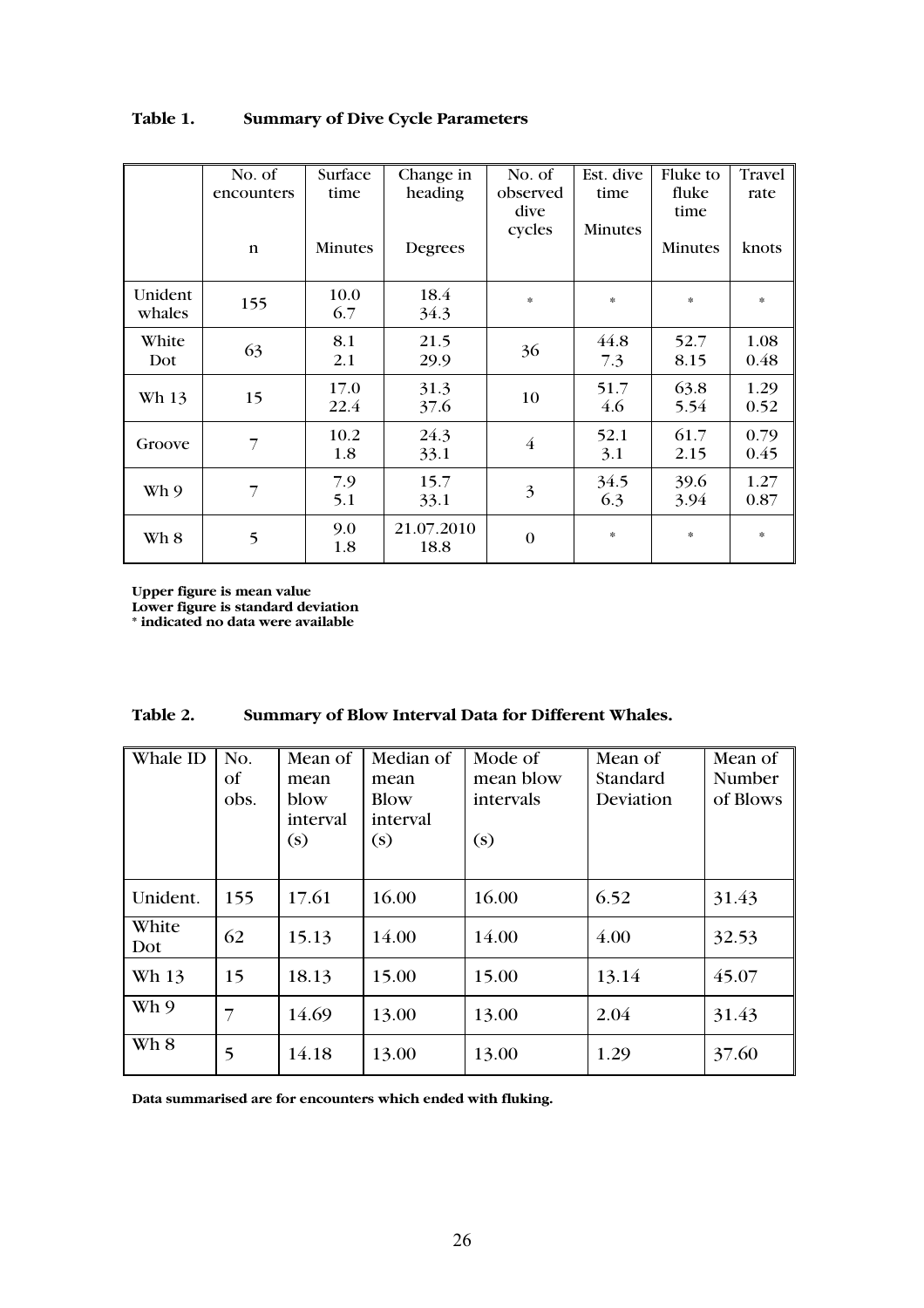**Table 1. Summary of Dive Cycle Parameters**

| | No. of encounters | Surface time | Change in heading | No. of observed dive cycles | Est. dive time | Fluke to fluke time | Travel rate |
|---|---|---|---|---|---|---|---|
| | n | Minutes | Degrees | | Minutes | Minutes | knots |
| Unident whales | 155 | 10.0<br>6.7 | 18.4<br>34.3 | * | * | * | * |
| White Dot | 63 | 8.1<br>2.1 | 21.5<br>29.9 | 36 | 44.8<br>7.3 | 52.7<br>8.15 | 1.08<br>0.48 |
| Wh 13 | 15 | 17.0<br>22.4 | 31.3<br>37.6 | 10 | 51.7<br>4.6 | 63.8<br>5.54 | 1.29<br>0.52 |
| Groove | 7 | 10.2<br>1.8 | 24.3<br>33.1 | 4 | 52.1<br>3.1 | 61.7<br>2.15 | 0.79<br>0.45 |
| Wh 9 | 7 | 7.9<br>5.1 | 15.7<br>33.1 | 3 | 34.5<br>6.3 | 39.6<br>3.94 | 1.27<br>0.87 |
| Wh 8 | 5 | 9.0<br>1.8 | 21.07.2010<br>18.8 | 0 | * | * | * |

**Upper figure is mean value**
**Lower figure is standard deviation**
**\* indicated no data were available**

**Table 2. Summary of Blow Interval Data for Different Whales.**

| Whale ID | No. of obs. | Mean of mean blow interval (s) | Median of mean Blow interval (s) | Mode of mean blow intervals (s) | Mean of Standard Deviation | Mean of Number of Blows |
|---|---|---|---|---|---|---|
| Unident. | 155 | 17.61 | 16.00 | 16.00 | 6.52 | 31.43 |
| White Dot | 62 | 15.13 | 14.00 | 14.00 | 4.00 | 32.53 |
| Wh 13 | 15 | 18.13 | 15.00 | 15.00 | 13.14 | 45.07 |
| Wh 9 | 7 | 14.69 | 13.00 | 13.00 | 2.04 | 31.43 |
| Wh 8 | 5 | 14.18 | 13.00 | 13.00 | 1.29 | 37.60 |

**Data summarised are for encounters which ended with fluking.**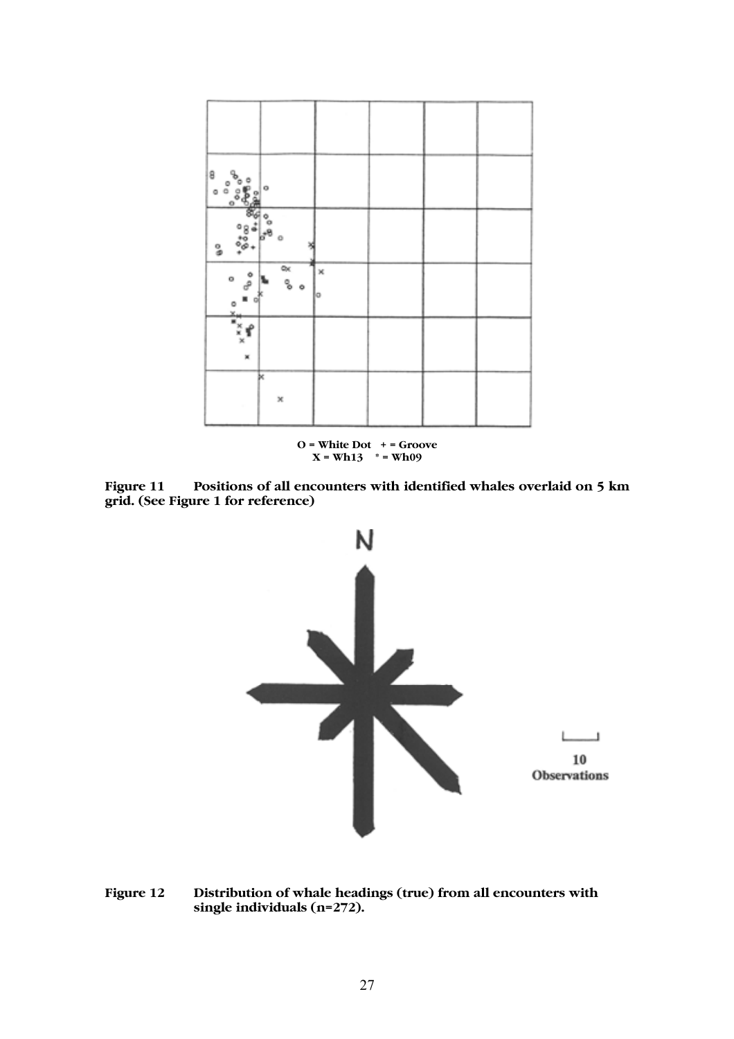O = White Dot + = Groove
X = Wh13 * = Wh09

**Figure 11** Positions of all encounters with identified whales overlaid on 5 km grid. (See Figure 1 for reference)

N

10
Observations

**Figure 12** Distribution of whale headings (true) from all encounters with single individuals (n=272).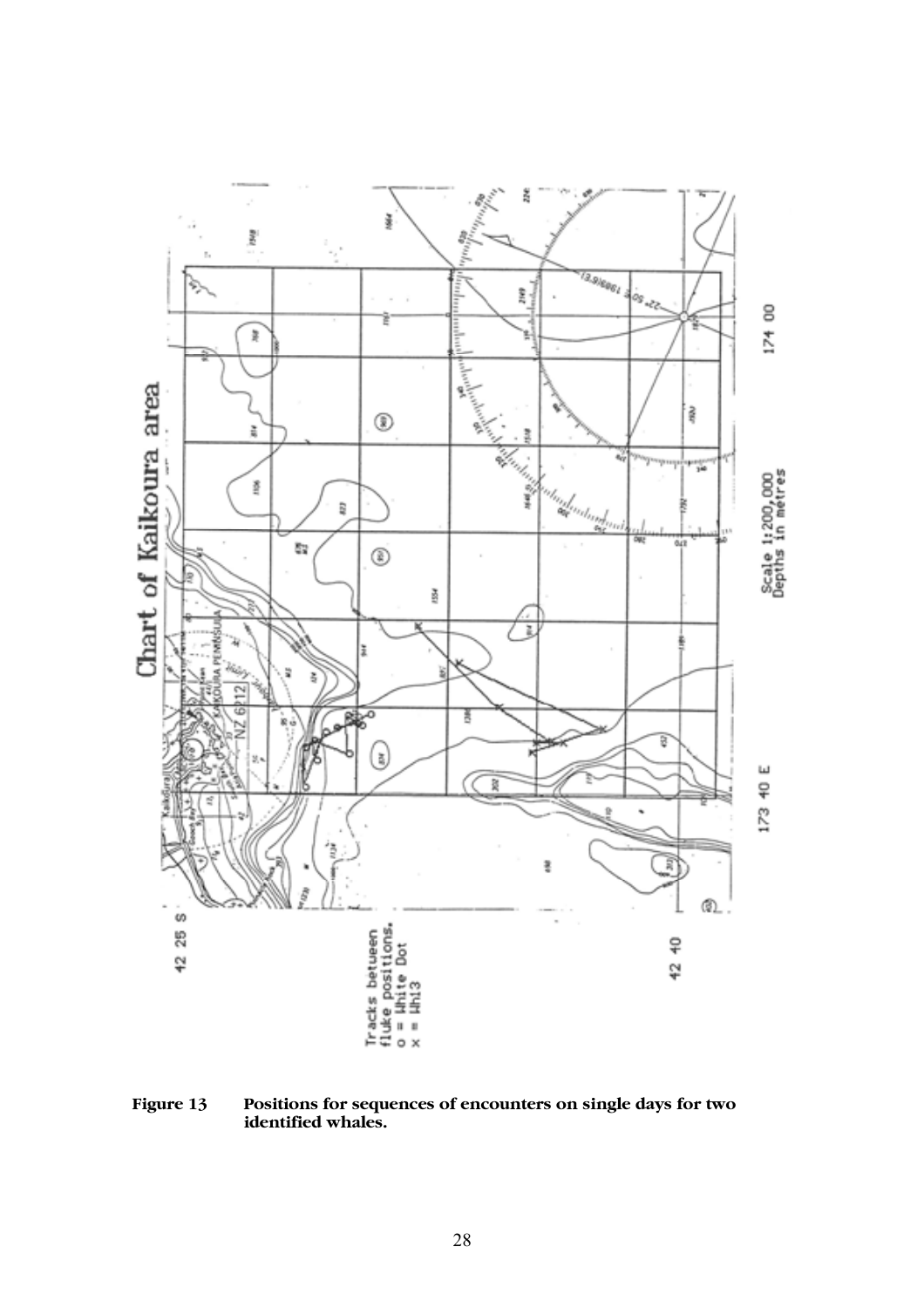Chart of Kaikoura area

42 25 S

Tracks between fluke positions.
o = White Dot
x = Wh13

42 40

173 40 E

Scale 1:200,000
Depths in metres

174 00

**Figure 13 Positions for sequences of encounters on single days for two identified whales.**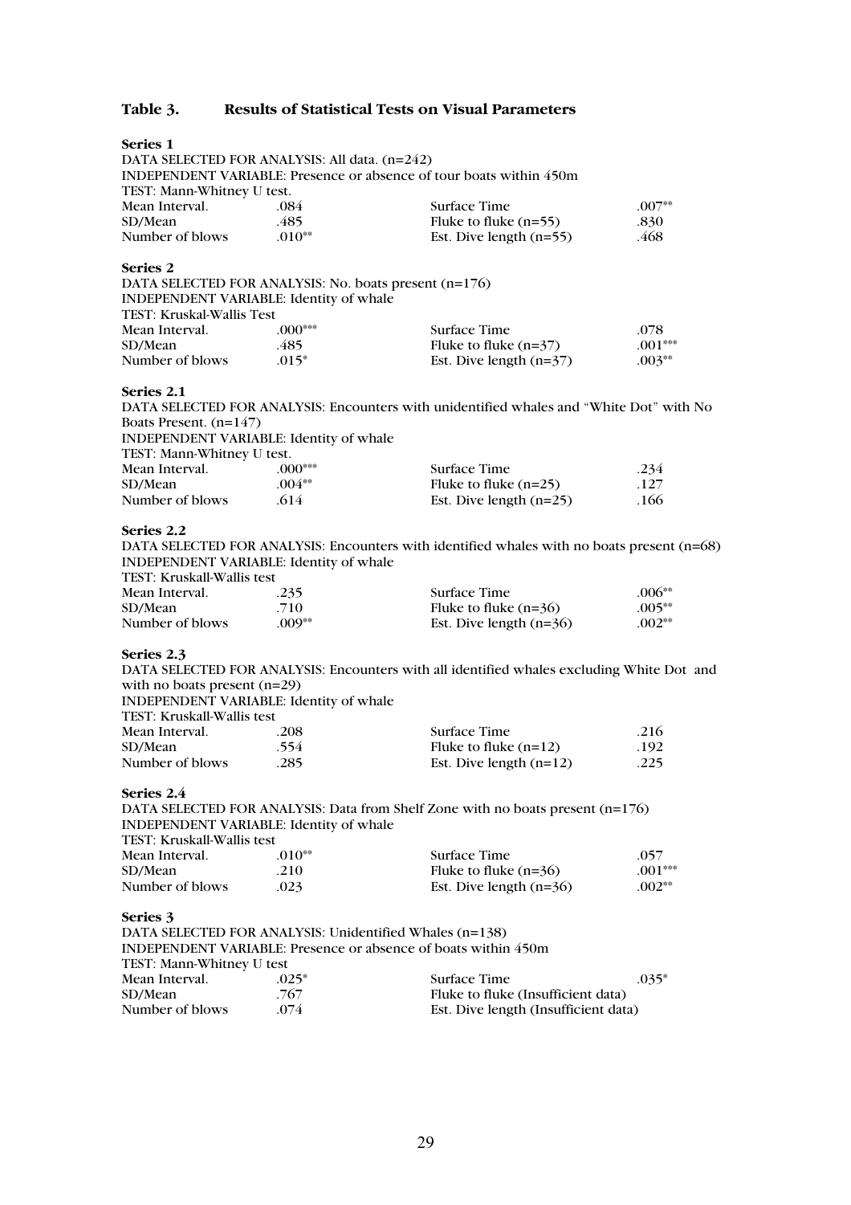## Table 3. Results of Statistical Tests on Visual Parameters

**Series 1**

DATA SELECTED FOR ANALYSIS: All data. (n=242)
INDEPENDENT VARIABLE: Presence or absence of tour boats within 450m
TEST: Mann-Whitney U test.

| | | | |
|---|---|---|---|
| Mean Interval. | .084 | Surface Time | .007** |
| SD/Mean | .485 | Fluke to fluke (n=55) | .830 |
| Number of blows | .010** | Est. Dive length (n=55) | .468 |

**Series 2**

DATA SELECTED FOR ANALYSIS: No. boats present (n=176)
INDEPENDENT VARIABLE: Identity of whale
TEST: Kruskal-Wallis Test

| | | | |
|---|---|---|---|
| Mean Interval. | .000*** | Surface Time | .078 |
| SD/Mean | .485 | Fluke to fluke (n=37) | .001*** |
| Number of blows | .015* | Est. Dive length (n=37) | .003** |

**Series 2.1**

DATA SELECTED FOR ANALYSIS: Encounters with unidentified whales and "White Dot" with No Boats Present. (n=147)
INDEPENDENT VARIABLE: Identity of whale
TEST: Mann-Whitney U test.

| | | | |
|---|---|---|---|
| Mean Interval. | .000*** | Surface Time | .234 |
| SD/Mean | .004** | Fluke to fluke (n=25) | .127 |
| Number of blows | .614 | Est. Dive length (n=25) | .166 |

**Series 2.2**

DATA SELECTED FOR ANALYSIS: Encounters with identified whales with no boats present (n=68)
INDEPENDENT VARIABLE: Identity of whale
TEST: Kruskall-Wallis test

| | | | |
|---|---|---|---|
| Mean Interval. | .235 | Surface Time | .006** |
| SD/Mean | .710 | Fluke to fluke (n=36) | .005** |
| Number of blows | .009** | Est. Dive length (n=36) | .002** |

**Series 2.3**

DATA SELECTED FOR ANALYSIS: Encounters with all identified whales excluding White Dot and with no boats present (n=29)
INDEPENDENT VARIABLE: Identity of whale
TEST: Kruskall-Wallis test

| | | | |
|---|---|---|---|
| Mean Interval. | .208 | Surface Time | .216 |
| SD/Mean | .554 | Fluke to fluke (n=12) | .192 |
| Number of blows | .285 | Est. Dive length (n=12) | .225 |

**Series 2.4**

DATA SELECTED FOR ANALYSIS: Data from Shelf Zone with no boats present (n=176)
INDEPENDENT VARIABLE: Identity of whale
TEST: Kruskall-Wallis test

| | | | |
|---|---|---|---|
| Mean Interval. | .010** | Surface Time | .057 |
| SD/Mean | .210 | Fluke to fluke (n=36) | .001*** |
| Number of blows | .023 | Est. Dive length (n=36) | .002** |

**Series 3**

DATA SELECTED FOR ANALYSIS: Unidentified Whales (n=138)
INDEPENDENT VARIABLE: Presence or absence of boats within 450m
TEST: Mann-Whitney U test

| | | | |
|---|---|---|---|
| Mean Interval. | .025* | Surface Time | .035* |
| SD/Mean | .767 | Fluke to fluke (Insufficient data) | |
| Number of blows | .074 | Est. Dive length (Insufficient data) | |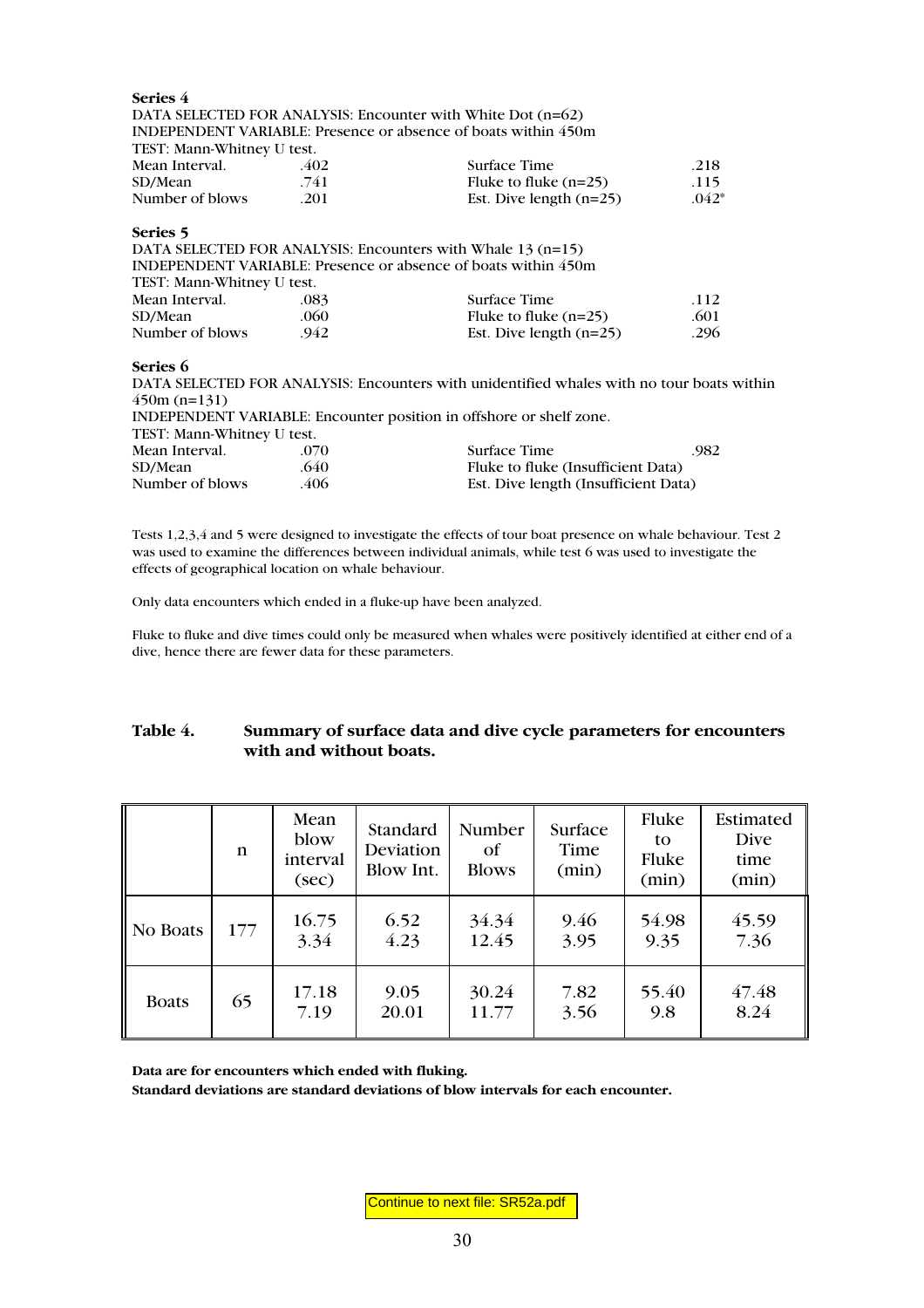**Series 4**

DATA SELECTED FOR ANALYSIS: Encounter with White Dot (n=62)
INDEPENDENT VARIABLE: Presence or absence of boats within 450m
TEST: Mann-Whitney U test.

| | | | |
|---|---|---|---|
| Mean Interval. | .402 | Surface Time | .218 |
| SD/Mean | .741 | Fluke to fluke (n=25) | .115 |
| Number of blows | .201 | Est. Dive length (n=25) | .042* |

**Series 5**

DATA SELECTED FOR ANALYSIS: Encounters with Whale 13 (n=15)
INDEPENDENT VARIABLE: Presence or absence of boats within 450m
TEST: Mann-Whitney U test.

| | | | |
|---|---|---|---|
| Mean Interval. | .083 | Surface Time | .112 |
| SD/Mean | .060 | Fluke to fluke (n=25) | .601 |
| Number of blows | .942 | Est. Dive length (n=25) | .296 |

**Series 6**

DATA SELECTED FOR ANALYSIS: Encounters with unidentified whales with no tour boats within 450m (n=131)
INDEPENDENT VARIABLE: Encounter position in offshore or shelf zone.
TEST: Mann-Whitney U test.

| | | | |
|---|---|---|---|
| Mean Interval. | .070 | Surface Time | .982 |
| SD/Mean | .640 | Fluke to fluke (Insufficient Data) | |
| Number of blows | .406 | Est. Dive length (Insufficient Data) | |

Tests 1,2,3,4 and 5 were designed to investigate the effects of tour boat presence on whale behaviour. Test 2 was used to examine the differences between individual animals, while test 6 was used to investigate the effects of geographical location on whale behaviour.

Only data encounters which ended in a fluke-up have been analyzed.

Fluke to fluke and dive times could only be measured when whales were positively identified at either end of a dive, hence there are fewer data for these parameters.

**Table 4. Summary of surface data and dive cycle parameters for encounters with and without boats.**

| | n | Mean blow interval (sec) | Standard Deviation Blow Int. | Number of Blows | Surface Time (min) | Fluke to Fluke (min) | Estimated Dive time (min) |
|---|---|---|---|---|---|---|---|
| No Boats | 177 | 16.75<br>3.34 | 6.52<br>4.23 | 34.34<br>12.45 | 9.46<br>3.95 | 54.98<br>9.35 | 45.59<br>7.36 |
| Boats | 65 | 17.18<br>7.19 | 9.05<br>20.01 | 30.24<br>11.77 | 7.82<br>3.56 | 55.40<br>9.8 | 47.48<br>8.24 |

**Data are for encounters which ended with fluking.**
**Standard deviations are standard deviations of blow intervals for each encounter.**

Continue to next file: SR52a.pdf